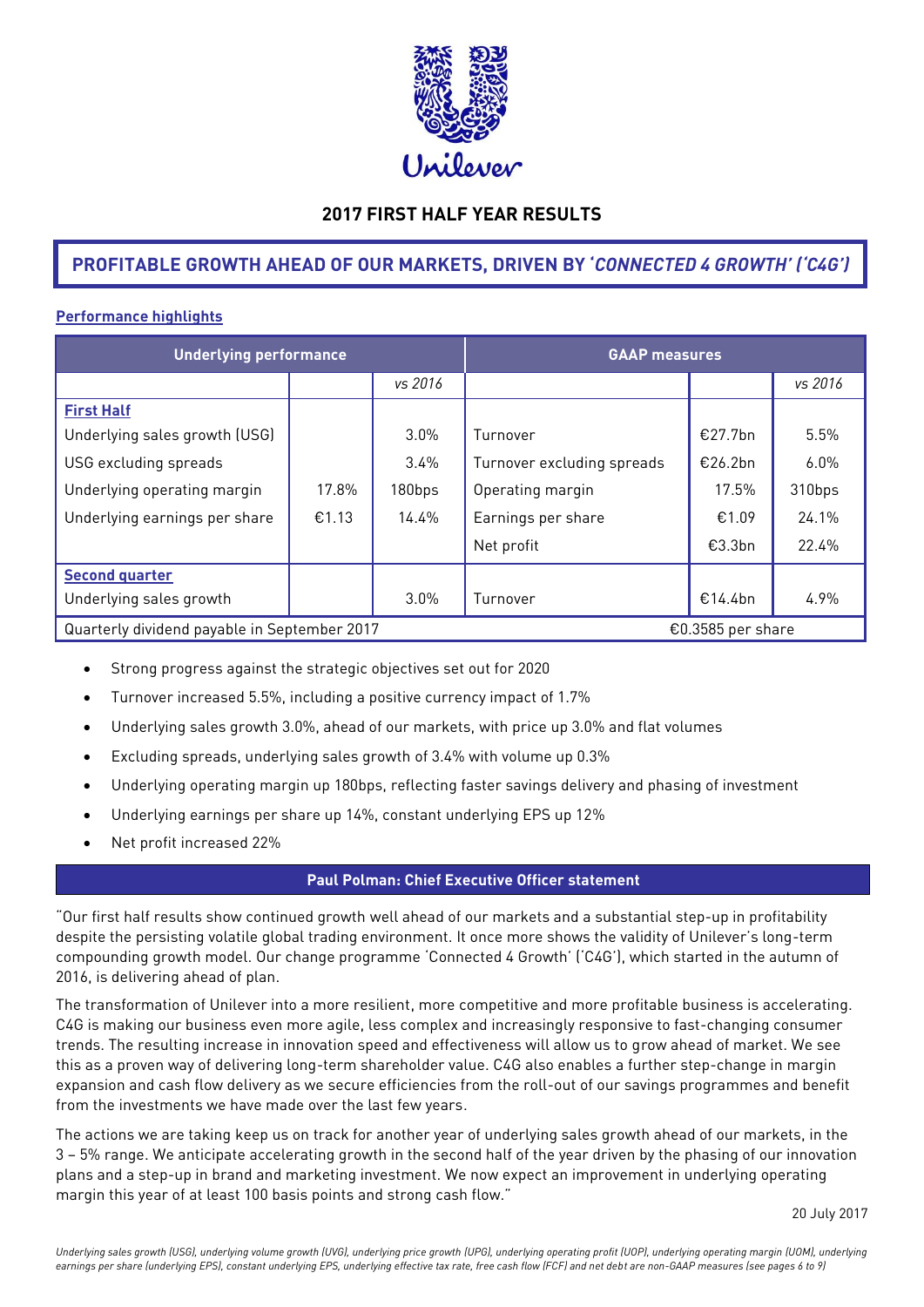# 2017 FIRST HALF YEAR RESULTS

## PROFITABLE GROWTH AHEAD OF OUR MARKETS, DRIVEN BY *'CONNECTED 4 GROWTH' ('C4G')*

**Performance highlights**

| Underlying performance | | | GAAP measures | | |
|---|---|---|---|---|---|
| | | *vs 2016* | | | *vs 2016* |
| **First Half** | | | | | |
| Underlying sales growth (USG) | | 3.0% | Turnover | €27.7bn | 5.5% |
| USG excluding spreads | | 3.4% | Turnover excluding spreads | €26.2bn | 6.0% |
| Underlying operating margin | 17.8% | 180bps | Operating margin | 17.5% | 310bps |
| Underlying earnings per share | €1.13 | 14.4% | Earnings per share | €1.09 | 24.1% |
| | | | Net profit | €3.3bn | 22.4% |
| **Second quarter** | | | | | |
| Underlying sales growth | | 3.0% | Turnover | €14.4bn | 4.9% |
| Quarterly dividend payable in September 2017 | | | €0.3585 per share | | |

- Strong progress against the strategic objectives set out for 2020
- Turnover increased 5.5%, including a positive currency impact of 1.7%
- Underlying sales growth 3.0%, ahead of our markets, with price up 3.0% and flat volumes
- Excluding spreads, underlying sales growth of 3.4% with volume up 0.3%
- Underlying operating margin up 180bps, reflecting faster savings delivery and phasing of investment
- Underlying earnings per share up 14%, constant underlying EPS up 12%
- Net profit increased 22%

### Paul Polman: Chief Executive Officer statement

"Our first half results show continued growth well ahead of our markets and a substantial step-up in profitability despite the persisting volatile global trading environment. It once more shows the validity of Unilever's long-term compounding growth model. Our change programme 'Connected 4 Growth' ('C4G'), which started in the autumn of 2016, is delivering ahead of plan.

The transformation of Unilever into a more resilient, more competitive and more profitable business is accelerating. C4G is making our business even more agile, less complex and increasingly responsive to fast-changing consumer trends. The resulting increase in innovation speed and effectiveness will allow us to grow ahead of market. We see this as a proven way of delivering long-term shareholder value. C4G also enables a further step-change in margin expansion and cash flow delivery as we secure efficiencies from the roll-out of our savings programmes and benefit from the investments we have made over the last few years.

The actions we are taking keep us on track for another year of underlying sales growth ahead of our markets, in the 3 – 5% range. We anticipate accelerating growth in the second half of the year driven by the phasing of our innovation plans and a step-up in brand and marketing investment. We now expect an improvement in underlying operating margin this year of at least 100 basis points and strong cash flow."

20 July 2017

*Underlying sales growth (USG), underlying volume growth (UVG), underlying price growth (UPG), underlying operating profit (UOP), underlying operating margin (UOM), underlying earnings per share (underlying EPS), constant underlying EPS, underlying effective tax rate, free cash flow (FCF) and net debt are non-GAAP measures (see pages 6 to 9)*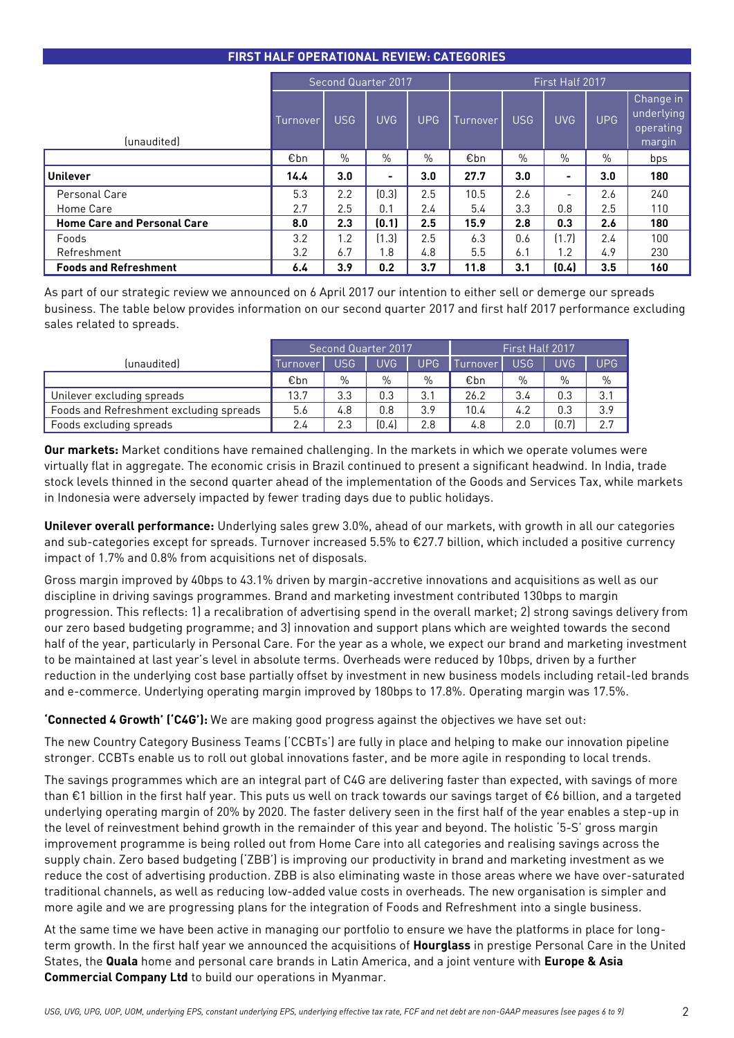## FIRST HALF OPERATIONAL REVIEW: CATEGORIES

| (unaudited) | Second Quarter 2017 | | | | First Half 2017 | | | | |
|---|---|---|---|---|---|---|---|---|---|
| | Turnover | USG | UVG | UPG | Turnover | USG | UVG | UPG | Change in underlying operating margin |
| | €bn | % | % | % | €bn | % | % | % | bps |
| **Unilever** | **14.4** | **3.0** | **-** | **3.0** | **27.7** | **3.0** | **-** | **3.0** | **180** |
| Personal Care | 5.3 | 2.2 | (0.3) | 2.5 | 10.5 | 2.6 | - | 2.6 | 240 |
| Home Care | 2.7 | 2.5 | 0.1 | 2.4 | 5.4 | 3.3 | 0.8 | 2.5 | 110 |
| **Home Care and Personal Care** | **8.0** | **2.3** | **(0.1)** | **2.5** | **15.9** | **2.8** | **0.3** | **2.6** | **180** |
| Foods | 3.2 | 1.2 | (1.3) | 2.5 | 6.3 | 0.6 | (1.7) | 2.4 | 100 |
| Refreshment | 3.2 | 6.7 | 1.8 | 4.8 | 5.5 | 6.1 | 1.2 | 4.9 | 230 |
| **Foods and Refreshment** | **6.4** | **3.9** | **0.2** | **3.7** | **11.8** | **3.1** | **(0.4)** | **3.5** | **160** |

As part of our strategic review we announced on 6 April 2017 our intention to either sell or demerge our spreads business. The table below provides information on our second quarter 2017 and first half 2017 performance excluding sales related to spreads.

| (unaudited) | Second Quarter 2017 | | | | First Half 2017 | | | |
|---|---|---|---|---|---|---|---|---|
| | Turnover | USG | UVG | UPG | Turnover | USG | UVG | UPG |
| | €bn | % | % | % | €bn | % | % | % |
| Unilever excluding spreads | 13.7 | 3.3 | 0.3 | 3.1 | 26.2 | 3.4 | 0.3 | 3.1 |
| Foods and Refreshment excluding spreads | 5.6 | 4.8 | 0.8 | 3.9 | 10.4 | 4.2 | 0.3 | 3.9 |
| Foods excluding spreads | 2.4 | 2.3 | (0.4) | 2.8 | 4.8 | 2.0 | (0.7) | 2.7 |

**Our markets:** Market conditions have remained challenging. In the markets in which we operate volumes were virtually flat in aggregate. The economic crisis in Brazil continued to present a significant headwind. In India, trade stock levels thinned in the second quarter ahead of the implementation of the Goods and Services Tax, while markets in Indonesia were adversely impacted by fewer trading days due to public holidays.

**Unilever overall performance:** Underlying sales grew 3.0%, ahead of our markets, with growth in all our categories and sub-categories except for spreads. Turnover increased 5.5% to €27.7 billion, which included a positive currency impact of 1.7% and 0.8% from acquisitions net of disposals.

Gross margin improved by 40bps to 43.1% driven by margin-accretive innovations and acquisitions as well as our discipline in driving savings programmes. Brand and marketing investment contributed 130bps to margin progression. This reflects: 1) a recalibration of advertising spend in the overall market; 2) strong savings delivery from our zero based budgeting programme; and 3) innovation and support plans which are weighted towards the second half of the year, particularly in Personal Care. For the year as a whole, we expect our brand and marketing investment to be maintained at last year's level in absolute terms. Overheads were reduced by 10bps, driven by a further reduction in the underlying cost base partially offset by investment in new business models including retail-led brands and e-commerce. Underlying operating margin improved by 180bps to 17.8%. Operating margin was 17.5%.

**'Connected 4 Growth' ('C4G'):** We are making good progress against the objectives we have set out:

The new Country Category Business Teams ('CCBTs') are fully in place and helping to make our innovation pipeline stronger. CCBTs enable us to roll out global innovations faster, and be more agile in responding to local trends.

The savings programmes which are an integral part of C4G are delivering faster than expected, with savings of more than €1 billion in the first half year. This puts us well on track towards our savings target of €6 billion, and a targeted underlying operating margin of 20% by 2020. The faster delivery seen in the first half of the year enables a step-up in the level of reinvestment behind growth in the remainder of this year and beyond. The holistic '5-S' gross margin improvement programme is being rolled out from Home Care into all categories and realising savings across the supply chain. Zero based budgeting ('ZBB') is improving our productivity in brand and marketing investment as we reduce the cost of advertising production. ZBB is also eliminating waste in those areas where we have over-saturated traditional channels, as well as reducing low-added value costs in overheads. The new organisation is simpler and more agile and we are progressing plans for the integration of Foods and Refreshment into a single business.

At the same time we have been active in managing our portfolio to ensure we have the platforms in place for long-term growth. In the first half year we announced the acquisitions of **Hourglass** in prestige Personal Care in the United States, the **Quala** home and personal care brands in Latin America, and a joint venture with **Europe & Asia Commercial Company Ltd** to build our operations in Myanmar.

*USG, UVG, UPG, UOP, UOM, underlying EPS, constant underlying EPS, underlying effective tax rate, FCF and net debt are non-GAAP measures (see pages 6 to 9)*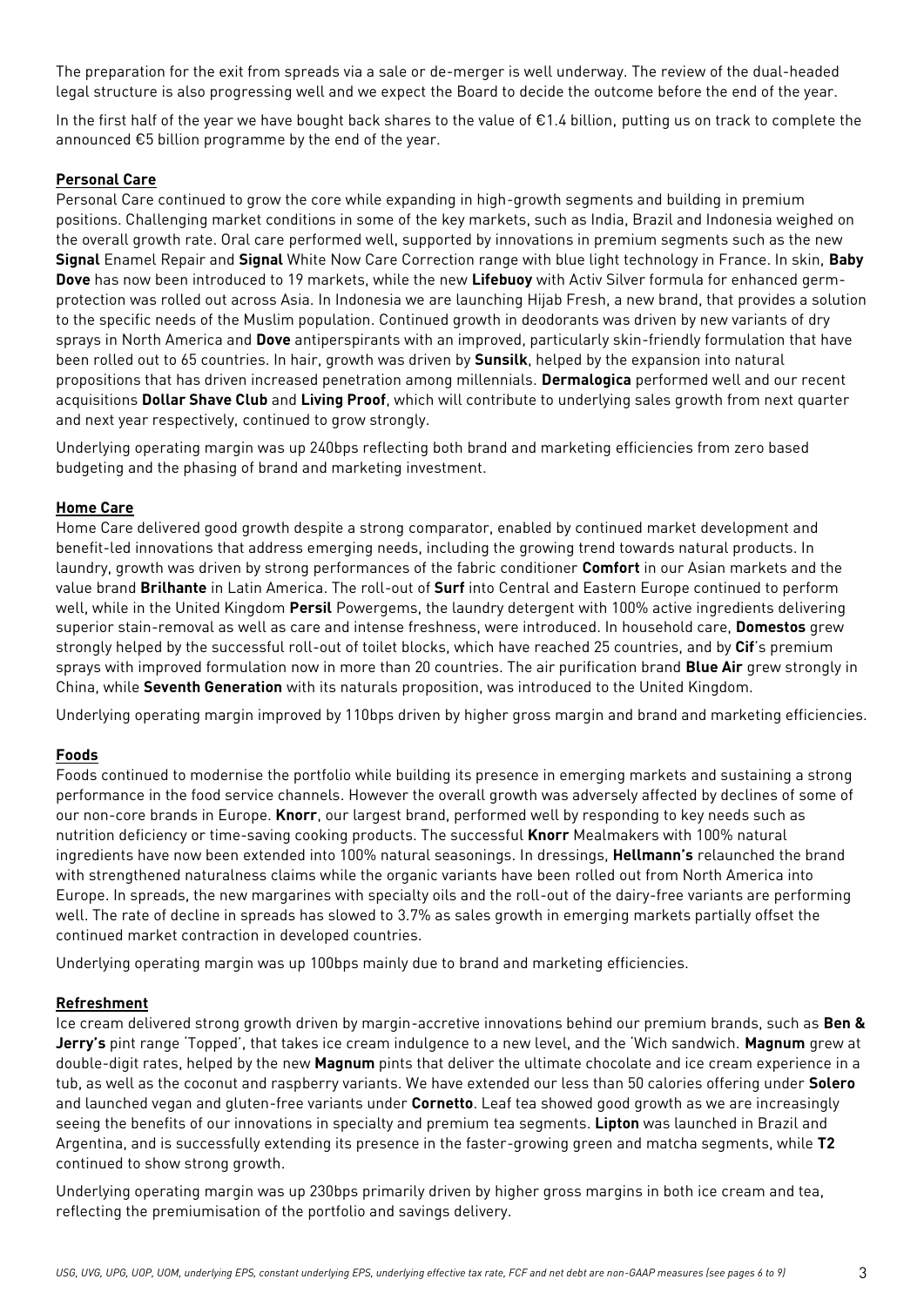The preparation for the exit from spreads via a sale or de-merger is well underway. The review of the dual-headed legal structure is also progressing well and we expect the Board to decide the outcome before the end of the year.

In the first half of the year we have bought back shares to the value of €1.4 billion, putting us on track to complete the announced €5 billion programme by the end of the year.

### Personal Care

Personal Care continued to grow the core while expanding in high-growth segments and building in premium positions. Challenging market conditions in some of the key markets, such as India, Brazil and Indonesia weighed on the overall growth rate. Oral care performed well, supported by innovations in premium segments such as the new **Signal** Enamel Repair and **Signal** White Now Care Correction range with blue light technology in France. In skin, **Baby Dove** has now been introduced to 19 markets, while the new **Lifebuoy** with Activ Silver formula for enhanced germ-protection was rolled out across Asia. In Indonesia we are launching Hijab Fresh, a new brand, that provides a solution to the specific needs of the Muslim population. Continued growth in deodorants was driven by new variants of dry sprays in North America and **Dove** antiperspirants with an improved, particularly skin-friendly formulation that have been rolled out to 65 countries. In hair, growth was driven by **Sunsilk**, helped by the expansion into natural propositions that has driven increased penetration among millennials. **Dermalogica** performed well and our recent acquisitions **Dollar Shave Club** and **Living Proof**, which will contribute to underlying sales growth from next quarter and next year respectively, continued to grow strongly.

Underlying operating margin was up 240bps reflecting both brand and marketing efficiencies from zero based budgeting and the phasing of brand and marketing investment.

### Home Care

Home Care delivered good growth despite a strong comparator, enabled by continued market development and benefit-led innovations that address emerging needs, including the growing trend towards natural products. In laundry, growth was driven by strong performances of the fabric conditioner **Comfort** in our Asian markets and the value brand **Brilhante** in Latin America. The roll-out of **Surf** into Central and Eastern Europe continued to perform well, while in the United Kingdom **Persil** Powergems, the laundry detergent with 100% active ingredients delivering superior stain-removal as well as care and intense freshness, were introduced. In household care, **Domestos** grew strongly helped by the successful roll-out of toilet blocks, which have reached 25 countries, and by **Cif**'s premium sprays with improved formulation now in more than 20 countries. The air purification brand **Blue Air** grew strongly in China, while **Seventh Generation** with its naturals proposition, was introduced to the United Kingdom.

Underlying operating margin improved by 110bps driven by higher gross margin and brand and marketing efficiencies.

### Foods

Foods continued to modernise the portfolio while building its presence in emerging markets and sustaining a strong performance in the food service channels. However the overall growth was adversely affected by declines of some of our non-core brands in Europe. **Knorr**, our largest brand, performed well by responding to key needs such as nutrition deficiency or time-saving cooking products. The successful **Knorr** Mealmakers with 100% natural ingredients have now been extended into 100% natural seasonings. In dressings, **Hellmann's** relaunched the brand with strengthened naturalness claims while the organic variants have been rolled out from North America into Europe. In spreads, the new margarines with specialty oils and the roll-out of the dairy-free variants are performing well. The rate of decline in spreads has slowed to 3.7% as sales growth in emerging markets partially offset the continued market contraction in developed countries.

Underlying operating margin was up 100bps mainly due to brand and marketing efficiencies.

### Refreshment

Ice cream delivered strong growth driven by margin-accretive innovations behind our premium brands, such as **Ben & Jerry's** pint range 'Topped', that takes ice cream indulgence to a new level, and the 'Wich sandwich. **Magnum** grew at double-digit rates, helped by the new **Magnum** pints that deliver the ultimate chocolate and ice cream experience in a tub, as well as the coconut and raspberry variants. We have extended our less than 50 calories offering under **Solero** and launched vegan and gluten-free variants under **Cornetto**. Leaf tea showed good growth as we are increasingly seeing the benefits of our innovations in specialty and premium tea segments. **Lipton** was launched in Brazil and Argentina, and is successfully extending its presence in the faster-growing green and matcha segments, while **T2** continued to show strong growth.

Underlying operating margin was up 230bps primarily driven by higher gross margins in both ice cream and tea, reflecting the premiumisation of the portfolio and savings delivery.

*USG, UVG, UPG, UOP, UOM, underlying EPS, constant underlying EPS, underlying effective tax rate, FCF and net debt are non-GAAP measures (see pages 6 to 9)*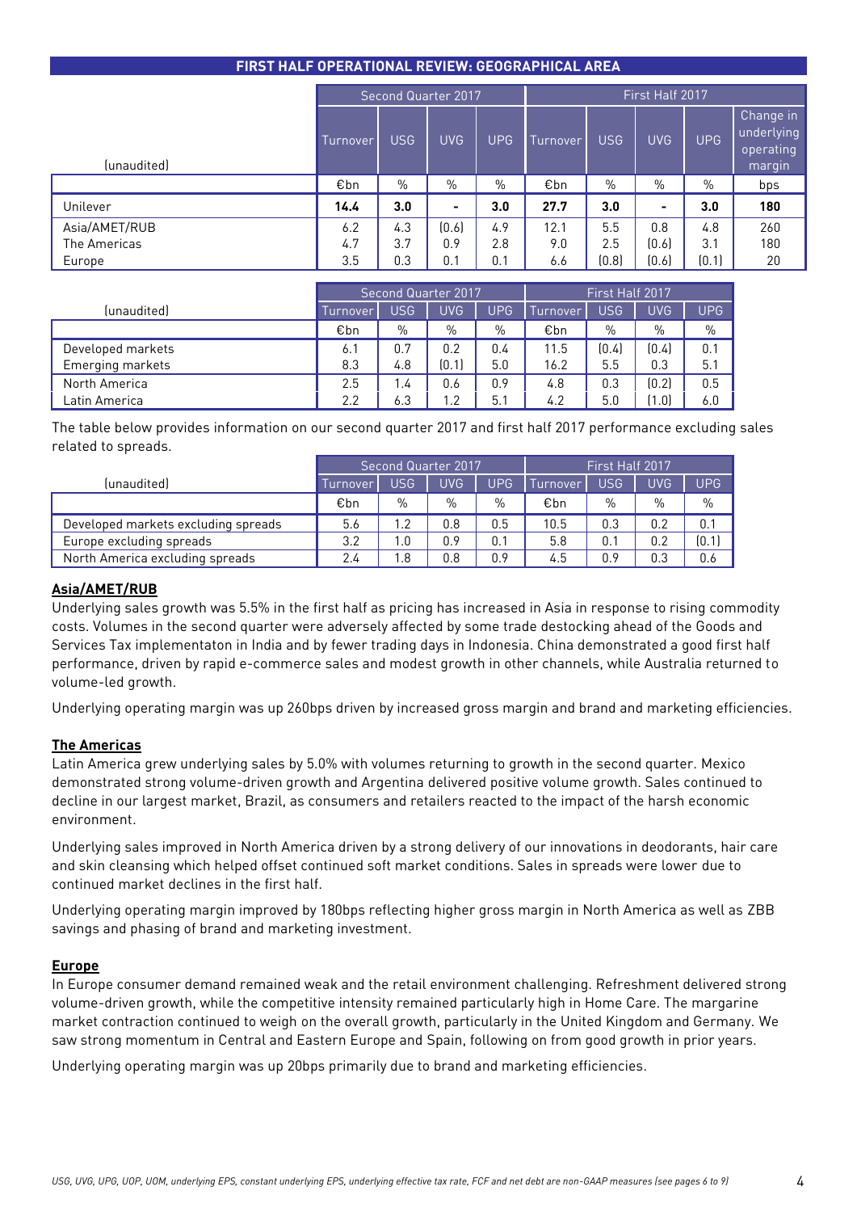## FIRST HALF OPERATIONAL REVIEW: GEOGRAPHICAL AREA

| (unaudited) | Second Quarter 2017 | | | | First Half 2017 | | | | |
|---|---|---|---|---|---|---|---|---|---|
| | Turnover | USG | UVG | UPG | Turnover | USG | UVG | UPG | Change in underlying operating margin |
| | €bn | % | % | % | €bn | % | % | % | bps |
| Unilever | **14.4** | **3.0** | **-** | **3.0** | **27.7** | **3.0** | **-** | **3.0** | **180** |
| Asia/AMET/RUB | 6.2 | 4.3 | (0.6) | 4.9 | 12.1 | 5.5 | 0.8 | 4.8 | 260 |
| The Americas | 4.7 | 3.7 | 0.9 | 2.8 | 9.0 | 2.5 | (0.6) | 3.1 | 180 |
| Europe | 3.5 | 0.3 | 0.1 | 0.1 | 6.6 | (0.8) | (0.6) | (0.1) | 20 |

| (unaudited) | Second Quarter 2017 | | | | First Half 2017 | | | |
|---|---|---|---|---|---|---|---|---|
| | Turnover | USG | UVG | UPG | Turnover | USG | UVG | UPG |
| | €bn | % | % | % | €bn | % | % | % |
| Developed markets | 6.1 | 0.7 | 0.2 | 0.4 | 11.5 | (0.4) | (0.4) | 0.1 |
| Emerging markets | 8.3 | 4.8 | (0.1) | 5.0 | 16.2 | 5.5 | 0.3 | 5.1 |
| North America | 2.5 | 1.4 | 0.6 | 0.9 | 4.8 | 0.3 | (0.2) | 0.5 |
| Latin America | 2.2 | 6.3 | 1.2 | 5.1 | 4.2 | 5.0 | (1.0) | 6.0 |

The table below provides information on our second quarter 2017 and first half 2017 performance excluding sales related to spreads.

| (unaudited) | Second Quarter 2017 | | | | First Half 2017 | | | |
|---|---|---|---|---|---|---|---|---|
| | Turnover | USG | UVG | UPG | Turnover | USG | UVG | UPG |
| | €bn | % | % | % | €bn | % | % | % |
| Developed markets excluding spreads | 5.6 | 1.2 | 0.8 | 0.5 | 10.5 | 0.3 | 0.2 | 0.1 |
| Europe excluding spreads | 3.2 | 1.0 | 0.9 | 0.1 | 5.8 | 0.1 | 0.2 | (0.1) |
| North America excluding spreads | 2.4 | 1.8 | 0.8 | 0.9 | 4.5 | 0.9 | 0.3 | 0.6 |

### Asia/AMET/RUB

Underlying sales growth was 5.5% in the first half as pricing has increased in Asia in response to rising commodity costs. Volumes in the second quarter were adversely affected by some trade destocking ahead of the Goods and Services Tax implementaton in India and by fewer trading days in Indonesia. China demonstrated a good first half performance, driven by rapid e-commerce sales and modest growth in other channels, while Australia returned to volume-led growth.

Underlying operating margin was up 260bps driven by increased gross margin and brand and marketing efficiencies.

### The Americas

Latin America grew underlying sales by 5.0% with volumes returning to growth in the second quarter. Mexico demonstrated strong volume-driven growth and Argentina delivered positive volume growth. Sales continued to decline in our largest market, Brazil, as consumers and retailers reacted to the impact of the harsh economic environment.

Underlying sales improved in North America driven by a strong delivery of our innovations in deodorants, hair care and skin cleansing which helped offset continued soft market conditions. Sales in spreads were lower due to continued market declines in the first half.

Underlying operating margin improved by 180bps reflecting higher gross margin in North America as well as ZBB savings and phasing of brand and marketing investment.

### Europe

In Europe consumer demand remained weak and the retail environment challenging. Refreshment delivered strong volume-driven growth, while the competitive intensity remained particularly high in Home Care. The margarine market contraction continued to weigh on the overall growth, particularly in the United Kingdom and Germany. We saw strong momentum in Central and Eastern Europe and Spain, following on from good growth in prior years.

Underlying operating margin was up 20bps primarily due to brand and marketing efficiencies.

*USG, UVG, UPG, UOP, UOM, underlying EPS, constant underlying EPS, underlying effective tax rate, FCF and net debt are non-GAAP measures (see pages 6 to 9)*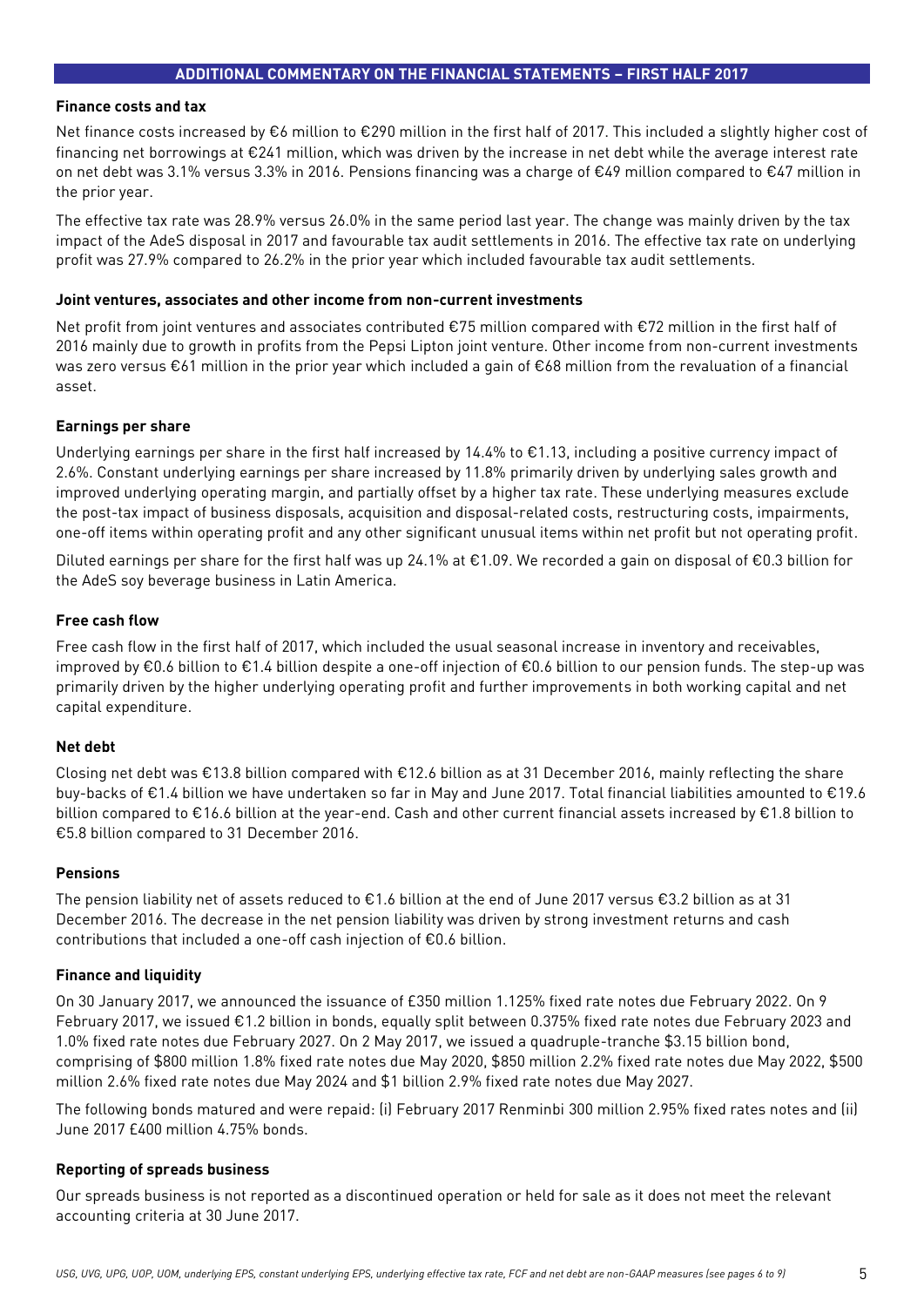## ADDITIONAL COMMENTARY ON THE FINANCIAL STATEMENTS – FIRST HALF 2017

### Finance costs and tax

Net finance costs increased by €6 million to €290 million in the first half of 2017. This included a slightly higher cost of financing net borrowings at €241 million, which was driven by the increase in net debt while the average interest rate on net debt was 3.1% versus 3.3% in 2016. Pensions financing was a charge of €49 million compared to €47 million in the prior year.

The effective tax rate was 28.9% versus 26.0% in the same period last year. The change was mainly driven by the tax impact of the AdeS disposal in 2017 and favourable tax audit settlements in 2016. The effective tax rate on underlying profit was 27.9% compared to 26.2% in the prior year which included favourable tax audit settlements.

### Joint ventures, associates and other income from non-current investments

Net profit from joint ventures and associates contributed €75 million compared with €72 million in the first half of 2016 mainly due to growth in profits from the Pepsi Lipton joint venture. Other income from non-current investments was zero versus €61 million in the prior year which included a gain of €68 million from the revaluation of a financial asset.

### Earnings per share

Underlying earnings per share in the first half increased by 14.4% to €1.13, including a positive currency impact of 2.6%. Constant underlying earnings per share increased by 11.8% primarily driven by underlying sales growth and improved underlying operating margin, and partially offset by a higher tax rate. These underlying measures exclude the post-tax impact of business disposals, acquisition and disposal-related costs, restructuring costs, impairments, one-off items within operating profit and any other significant unusual items within net profit but not operating profit.

Diluted earnings per share for the first half was up 24.1% at €1.09. We recorded a gain on disposal of €0.3 billion for the AdeS soy beverage business in Latin America.

### Free cash flow

Free cash flow in the first half of 2017, which included the usual seasonal increase in inventory and receivables, improved by €0.6 billion to €1.4 billion despite a one-off injection of €0.6 billion to our pension funds. The step-up was primarily driven by the higher underlying operating profit and further improvements in both working capital and net capital expenditure.

### Net debt

Closing net debt was €13.8 billion compared with €12.6 billion as at 31 December 2016, mainly reflecting the share buy-backs of €1.4 billion we have undertaken so far in May and June 2017. Total financial liabilities amounted to €19.6 billion compared to €16.6 billion at the year-end. Cash and other current financial assets increased by €1.8 billion to €5.8 billion compared to 31 December 2016.

### Pensions

The pension liability net of assets reduced to €1.6 billion at the end of June 2017 versus €3.2 billion as at 31 December 2016. The decrease in the net pension liability was driven by strong investment returns and cash contributions that included a one-off cash injection of €0.6 billion.

### Finance and liquidity

On 30 January 2017, we announced the issuance of £350 million 1.125% fixed rate notes due February 2022. On 9 February 2017, we issued €1.2 billion in bonds, equally split between 0.375% fixed rate notes due February 2023 and 1.0% fixed rate notes due February 2027. On 2 May 2017, we issued a quadruple-tranche $3.15 billion bond, comprising of $800 million 1.8% fixed rate notes due May 2020, $850 million 2.2% fixed rate notes due May 2022, $500 million 2.6% fixed rate notes due May 2024 and $1 billion 2.9% fixed rate notes due May 2027.

The following bonds matured and were repaid: (i) February 2017 Renminbi 300 million 2.95% fixed rates notes and (ii) June 2017 £400 million 4.75% bonds.

### Reporting of spreads business

Our spreads business is not reported as a discontinued operation or held for sale as it does not meet the relevant accounting criteria at 30 June 2017.

*USG, UVG, UPG, UOP, UOM, underlying EPS, constant underlying EPS, underlying effective tax rate, FCF and net debt are non-GAAP measures (see pages 6 to 9)*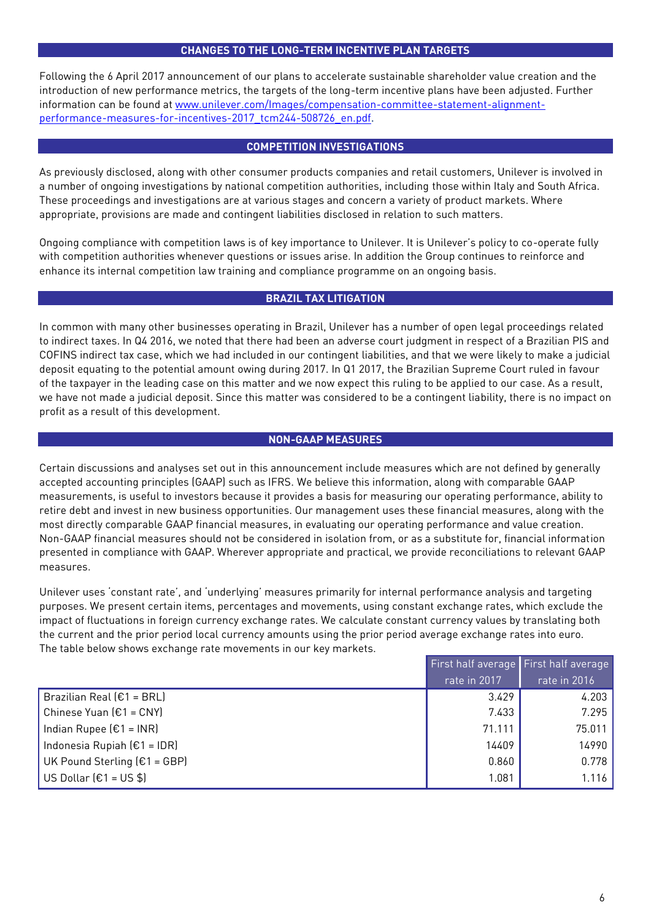## CHANGES TO THE LONG-TERM INCENTIVE PLAN TARGETS

Following the 6 April 2017 announcement of our plans to accelerate sustainable shareholder value creation and the introduction of new performance metrics, the targets of the long-term incentive plans have been adjusted. Further information can be found at [www.unilever.com/Images/compensation-committee-statement-alignment-performance-measures-for-incentives-2017_tcm244-508726_en.pdf](www.unilever.com/Images/compensation-committee-statement-alignment-performance-measures-for-incentives-2017_tcm244-508726_en.pdf).

## COMPETITION INVESTIGATIONS

As previously disclosed, along with other consumer products companies and retail customers, Unilever is involved in a number of ongoing investigations by national competition authorities, including those within Italy and South Africa. These proceedings and investigations are at various stages and concern a variety of product markets. Where appropriate, provisions are made and contingent liabilities disclosed in relation to such matters.

Ongoing compliance with competition laws is of key importance to Unilever. It is Unilever's policy to co-operate fully with competition authorities whenever questions or issues arise. In addition the Group continues to reinforce and enhance its internal competition law training and compliance programme on an ongoing basis.

## BRAZIL TAX LITIGATION

In common with many other businesses operating in Brazil, Unilever has a number of open legal proceedings related to indirect taxes. In Q4 2016, we noted that there had been an adverse court judgment in respect of a Brazilian PIS and COFINS indirect tax case, which we had included in our contingent liabilities, and that we were likely to make a judicial deposit equating to the potential amount owing during 2017. In Q1 2017, the Brazilian Supreme Court ruled in favour of the taxpayer in the leading case on this matter and we now expect this ruling to be applied to our case. As a result, we have not made a judicial deposit. Since this matter was considered to be a contingent liability, there is no impact on profit as a result of this development.

## NON-GAAP MEASURES

Certain discussions and analyses set out in this announcement include measures which are not defined by generally accepted accounting principles (GAAP) such as IFRS. We believe this information, along with comparable GAAP measurements, is useful to investors because it provides a basis for measuring our operating performance, ability to retire debt and invest in new business opportunities. Our management uses these financial measures, along with the most directly comparable GAAP financial measures, in evaluating our operating performance and value creation. Non-GAAP financial measures should not be considered in isolation from, or as a substitute for, financial information presented in compliance with GAAP. Wherever appropriate and practical, we provide reconciliations to relevant GAAP measures.

Unilever uses 'constant rate', and 'underlying' measures primarily for internal performance analysis and targeting purposes. We present certain items, percentages and movements, using constant exchange rates, which exclude the impact of fluctuations in foreign currency exchange rates. We calculate constant currency values by translating both the current and the prior period local currency amounts using the prior period average exchange rates into euro. The table below shows exchange rate movements in our key markets.

| | First half average rate in 2017 | First half average rate in 2016 |
|---|---|---|
| Brazilian Real (€1 = BRL) | 3.429 | 4.203 |
| Chinese Yuan (€1 = CNY) | 7.433 | 7.295 |
| Indian Rupee (€1 = INR) | 71.111 | 75.011 |
| Indonesia Rupiah (€1 = IDR) | 14409 | 14990 |
| UK Pound Sterling (€1 = GBP) | 0.860 | 0.778 |
| US Dollar (€1 = US $) | 1.081 | 1.116 |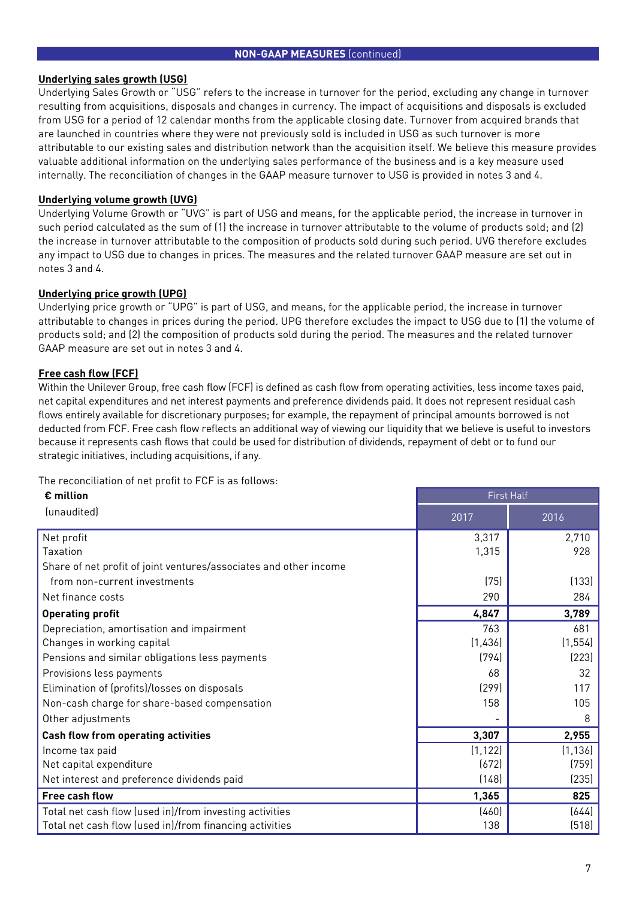**NON-GAAP MEASURES** (continued)

**Underlying sales growth (USG)**

Underlying Sales Growth or "USG" refers to the increase in turnover for the period, excluding any change in turnover resulting from acquisitions, disposals and changes in currency. The impact of acquisitions and disposals is excluded from USG for a period of 12 calendar months from the applicable closing date. Turnover from acquired brands that are launched in countries where they were not previously sold is included in USG as such turnover is more attributable to our existing sales and distribution network than the acquisition itself. We believe this measure provides valuable additional information on the underlying sales performance of the business and is a key measure used internally. The reconciliation of changes in the GAAP measure turnover to USG is provided in notes 3 and 4.

**Underlying volume growth (UVG)**

Underlying Volume Growth or "UVG" is part of USG and means, for the applicable period, the increase in turnover in such period calculated as the sum of (1) the increase in turnover attributable to the volume of products sold; and (2) the increase in turnover attributable to the composition of products sold during such period. UVG therefore excludes any impact to USG due to changes in prices. The measures and the related turnover GAAP measure are set out in notes 3 and 4.

**Underlying price growth (UPG)**

Underlying price growth or "UPG" is part of USG, and means, for the applicable period, the increase in turnover attributable to changes in prices during the period. UPG therefore excludes the impact to USG due to (1) the volume of products sold; and (2) the composition of products sold during the period. The measures and the related turnover GAAP measure are set out in notes 3 and 4.

**Free cash flow (FCF)**

Within the Unilever Group, free cash flow (FCF) is defined as cash flow from operating activities, less income taxes paid, net capital expenditures and net interest payments and preference dividends paid. It does not represent residual cash flows entirely available for discretionary purposes; for example, the repayment of principal amounts borrowed is not deducted from FCF. Free cash flow reflects an additional way of viewing our liquidity that we believe is useful to investors because it represents cash flows that could be used for distribution of dividends, repayment of debt or to fund our strategic initiatives, including acquisitions, if any.

The reconciliation of net profit to FCF is as follows:

| **€ million** (unaudited) | First Half | |
|---|---|---|
| | 2017 | 2016 |
| Net profit | 3,317 | 2,710 |
| Taxation | 1,315 | 928 |
| Share of net profit of joint ventures/associates and other income from non-current investments | (75) | (133) |
| Net finance costs | 290 | 284 |
| **Operating profit** | **4,847** | **3,789** |
| Depreciation, amortisation and impairment | 763 | 681 |
| Changes in working capital | (1,436) | (1,554) |
| Pensions and similar obligations less payments | (794) | (223) |
| Provisions less payments | 68 | 32 |
| Elimination of (profits)/losses on disposals | (299) | 117 |
| Non-cash charge for share-based compensation | 158 | 105 |
| Other adjustments | - | 8 |
| **Cash flow from operating activities** | **3,307** | **2,955** |
| Income tax paid | (1,122) | (1,136) |
| Net capital expenditure | (672) | (759) |
| Net interest and preference dividends paid | (148) | (235) |
| **Free cash flow** | **1,365** | **825** |
| Total net cash flow (used in)/from investing activities | (460) | (644) |
| Total net cash flow (used in)/from financing activities | 138 | (518) |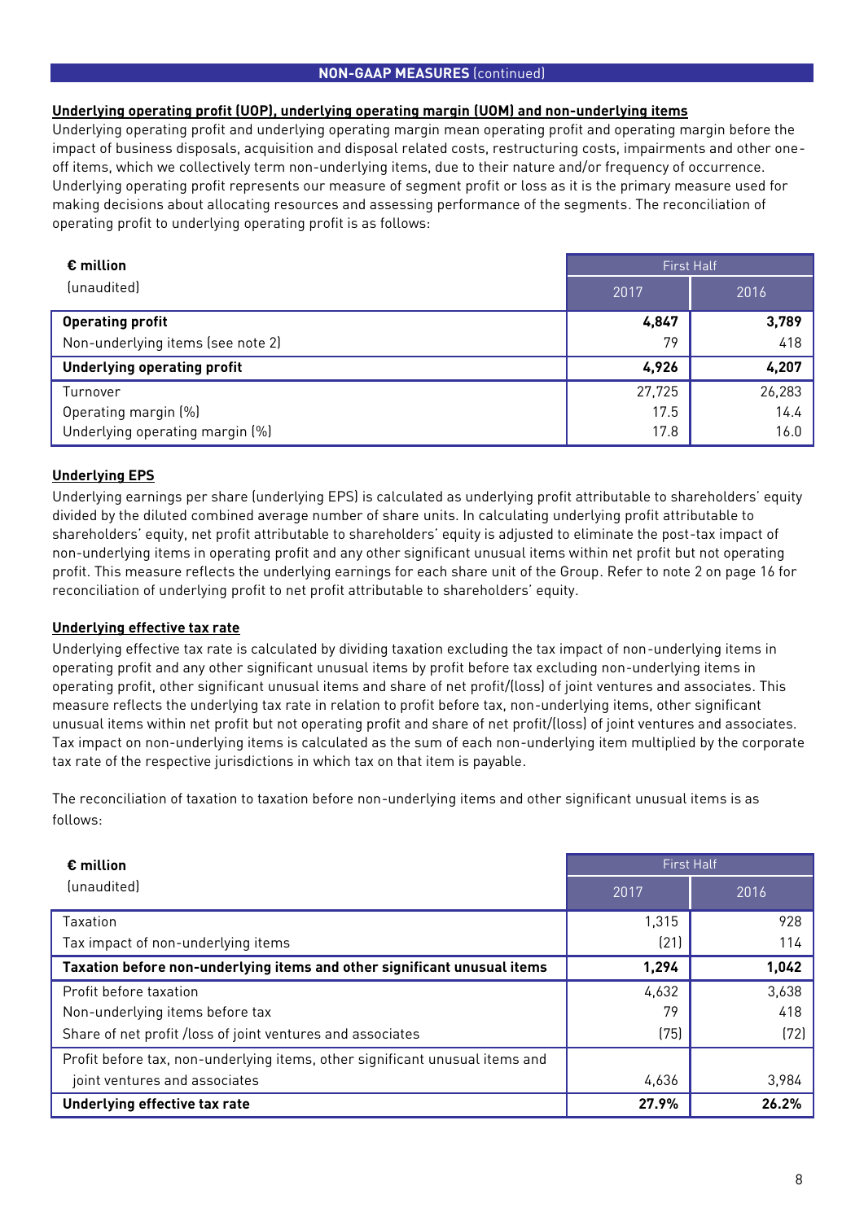## NON-GAAP MEASURES (continued)

### Underlying operating profit (UOP), underlying operating margin (UOM) and non-underlying items

Underlying operating profit and underlying operating margin mean operating profit and operating margin before the impact of business disposals, acquisition and disposal related costs, restructuring costs, impairments and other one-off items, which we collectively term non-underlying items, due to their nature and/or frequency of occurrence. Underlying operating profit represents our measure of segment profit or loss as it is the primary measure used for making decisions about allocating resources and assessing performance of the segments. The reconciliation of operating profit to underlying operating profit is as follows:

| **€ million** (unaudited) | First Half | |
|---|---|---|
| | 2017 | 2016 |
| **Operating profit** | **4,847** | **3,789** |
| Non-underlying items (see note 2) | 79 | 418 |
| **Underlying operating profit** | **4,926** | **4,207** |
| Turnover | 27,725 | 26,283 |
| Operating margin (%) | 17.5 | 14.4 |
| Underlying operating margin (%) | 17.8 | 16.0 |

### Underlying EPS

Underlying earnings per share (underlying EPS) is calculated as underlying profit attributable to shareholders' equity divided by the diluted combined average number of share units. In calculating underlying profit attributable to shareholders' equity, net profit attributable to shareholders' equity is adjusted to eliminate the post-tax impact of non-underlying items in operating profit and any other significant unusual items within net profit but not operating profit. This measure reflects the underlying earnings for each share unit of the Group. Refer to note 2 on page 16 for reconciliation of underlying profit to net profit attributable to shareholders' equity.

### Underlying effective tax rate

Underlying effective tax rate is calculated by dividing taxation excluding the tax impact of non-underlying items in operating profit and any other significant unusual items by profit before tax excluding non-underlying items in operating profit, other significant unusual items and share of net profit/(loss) of joint ventures and associates. This measure reflects the underlying tax rate in relation to profit before tax, non-underlying items, other significant unusual items within net profit but not operating profit and share of net profit/(loss) of joint ventures and associates. Tax impact on non-underlying items is calculated as the sum of each non-underlying item multiplied by the corporate tax rate of the respective jurisdictions in which tax on that item is payable.

The reconciliation of taxation to taxation before non-underlying items and other significant unusual items is as follows:

| **€ million** (unaudited) | First Half | |
|---|---|---|
| | 2017 | 2016 |
| Taxation | 1,315 | 928 |
| Tax impact of non-underlying items | (21) | 114 |
| **Taxation before non-underlying items and other significant unusual items** | **1,294** | **1,042** |
| Profit before taxation | 4,632 | 3,638 |
| Non-underlying items before tax | 79 | 418 |
| Share of net profit /loss of joint ventures and associates | (75) | (72) |
| Profit before tax, non-underlying items, other significant unusual items and joint ventures and associates | 4,636 | 3,984 |
| **Underlying effective tax rate** | **27.9%** | **26.2%** |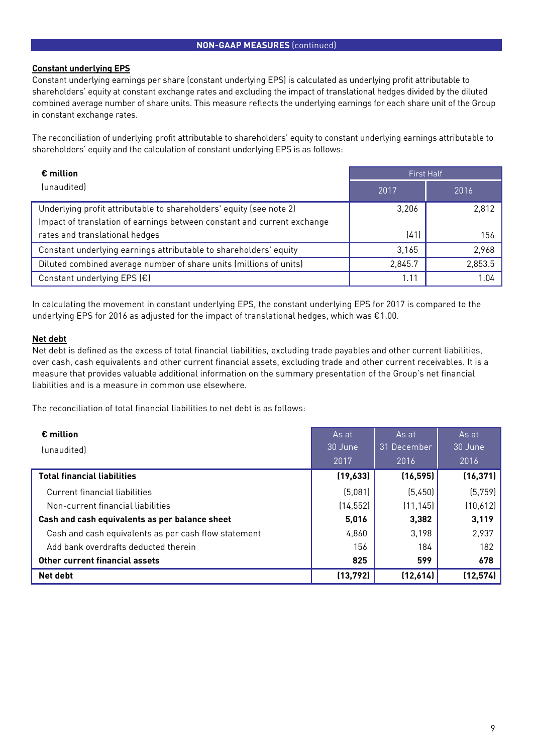**NON-GAAP MEASURES** (continued)

**Constant underlying EPS**

Constant underlying earnings per share (constant underlying EPS) is calculated as underlying profit attributable to shareholders' equity at constant exchange rates and excluding the impact of translational hedges divided by the diluted combined average number of share units. This measure reflects the underlying earnings for each share unit of the Group in constant exchange rates.

The reconciliation of underlying profit attributable to shareholders' equity to constant underlying earnings attributable to shareholders' equity and the calculation of constant underlying EPS is as follows:

| **€ million** (unaudited) | First Half | |
|---|---|---|
| | 2017 | 2016 |
| Underlying profit attributable to shareholders' equity (see note 2) | 3,206 | 2,812 |
| Impact of translation of earnings between constant and current exchange rates and translational hedges | (41) | 156 |
| Constant underlying earnings attributable to shareholders' equity | 3,165 | 2,968 |
| Diluted combined average number of share units (millions of units) | 2,845.7 | 2,853.5 |
| Constant underlying EPS (€) | 1.11 | 1.04 |

In calculating the movement in constant underlying EPS, the constant underlying EPS for 2017 is compared to the underlying EPS for 2016 as adjusted for the impact of translational hedges, which was €1.00.

**Net debt**

Net debt is defined as the excess of total financial liabilities, excluding trade payables and other current liabilities, over cash, cash equivalents and other current financial assets, excluding trade and other current receivables. It is a measure that provides valuable additional information on the summary presentation of the Group's net financial liabilities and is a measure in common use elsewhere.

The reconciliation of total financial liabilities to net debt is as follows:

| **€ million** (unaudited) | As at 30 June 2017 | As at 31 December 2016 | As at 30 June 2016 |
|---|---|---|---|
| **Total financial liabilities** | **(19,633)** | **(16,595)** | **(16,371)** |
| Current financial liabilities | (5,081) | (5,450) | (5,759) |
| Non-current financial liabilities | (14,552) | (11,145) | (10,612) |
| **Cash and cash equivalents as per balance sheet** | **5,016** | **3,382** | **3,119** |
| Cash and cash equivalents as per cash flow statement | 4,860 | 3,198 | 2,937 |
| Add bank overdrafts deducted therein | 156 | 184 | 182 |
| **Other current financial assets** | **825** | **599** | **678** |
| **Net debt** | **(13,792)** | **(12,614)** | **(12,574)** |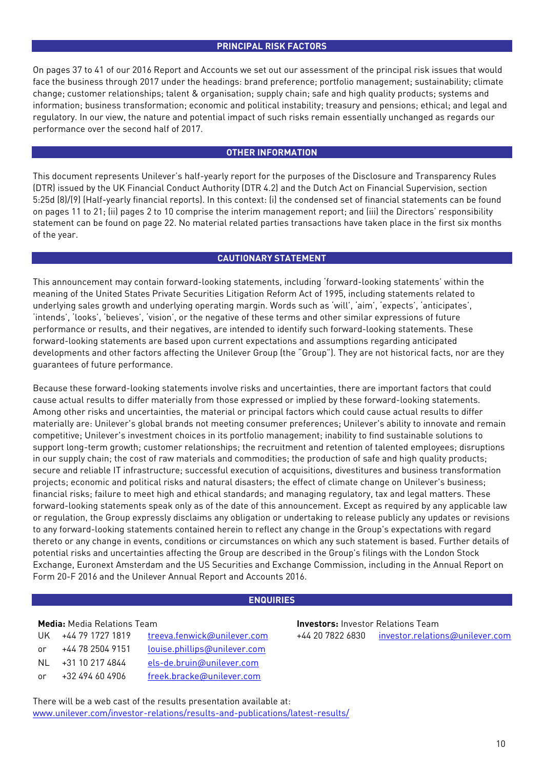## PRINCIPAL RISK FACTORS

On pages 37 to 41 of our 2016 Report and Accounts we set out our assessment of the principal risk issues that would face the business through 2017 under the headings: brand preference; portfolio management; sustainability; climate change; customer relationships; talent & organisation; supply chain; safe and high quality products; systems and information; business transformation; economic and political instability; treasury and pensions; ethical; and legal and regulatory. In our view, the nature and potential impact of such risks remain essentially unchanged as regards our performance over the second half of 2017.

## OTHER INFORMATION

This document represents Unilever's half-yearly report for the purposes of the Disclosure and Transparency Rules (DTR) issued by the UK Financial Conduct Authority (DTR 4.2) and the Dutch Act on Financial Supervision, section 5:25d (8)/(9) (Half-yearly financial reports). In this context: (i) the condensed set of financial statements can be found on pages 11 to 21; (ii) pages 2 to 10 comprise the interim management report; and (iii) the Directors' responsibility statement can be found on page 22. No material related parties transactions have taken place in the first six months of the year.

## CAUTIONARY STATEMENT

This announcement may contain forward-looking statements, including 'forward-looking statements' within the meaning of the United States Private Securities Litigation Reform Act of 1995, including statements related to underlying sales growth and underlying operating margin. Words such as 'will', 'aim', 'expects', 'anticipates', 'intends', 'looks', 'believes', 'vision', or the negative of these terms and other similar expressions of future performance or results, and their negatives, are intended to identify such forward-looking statements. These forward-looking statements are based upon current expectations and assumptions regarding anticipated developments and other factors affecting the Unilever Group (the "Group"). They are not historical facts, nor are they guarantees of future performance.

Because these forward-looking statements involve risks and uncertainties, there are important factors that could cause actual results to differ materially from those expressed or implied by these forward-looking statements. Among other risks and uncertainties, the material or principal factors which could cause actual results to differ materially are: Unilever's global brands not meeting consumer preferences; Unilever's ability to innovate and remain competitive; Unilever's investment choices in its portfolio management; inability to find sustainable solutions to support long-term growth; customer relationships; the recruitment and retention of talented employees; disruptions in our supply chain; the cost of raw materials and commodities; the production of safe and high quality products; secure and reliable IT infrastructure; successful execution of acquisitions, divestitures and business transformation projects; economic and political risks and natural disasters; the effect of climate change on Unilever's business; financial risks; failure to meet high and ethical standards; and managing regulatory, tax and legal matters. These forward-looking statements speak only as of the date of this announcement. Except as required by any applicable law or regulation, the Group expressly disclaims any obligation or undertaking to release publicly any updates or revisions to any forward-looking statements contained herein to reflect any change in the Group's expectations with regard thereto or any change in events, conditions or circumstances on which any such statement is based. Further details of potential risks and uncertainties affecting the Group are described in the Group's filings with the London Stock Exchange, Euronext Amsterdam and the US Securities and Exchange Commission, including in the Annual Report on Form 20-F 2016 and the Unilever Annual Report and Accounts 2016.

## ENQUIRIES

**Media:** Media Relations Team

| | | |
|---|---|---|
| UK | +44 79 1727 1819 | treeva.fenwick@unilever.com |
| or | +44 78 2504 9151 | louise.phillips@unilever.com |
| NL | +31 10 217 4844 | els-de.bruin@unilever.com |
| or | +32 494 60 4906 | freek.bracke@unilever.com |

**Investors:** Investor Relations Team

+44 20 7822 6830 investor.relations@unilever.com

There will be a web cast of the results presentation available at:
www.unilever.com/investor-relations/results-and-publications/latest-results/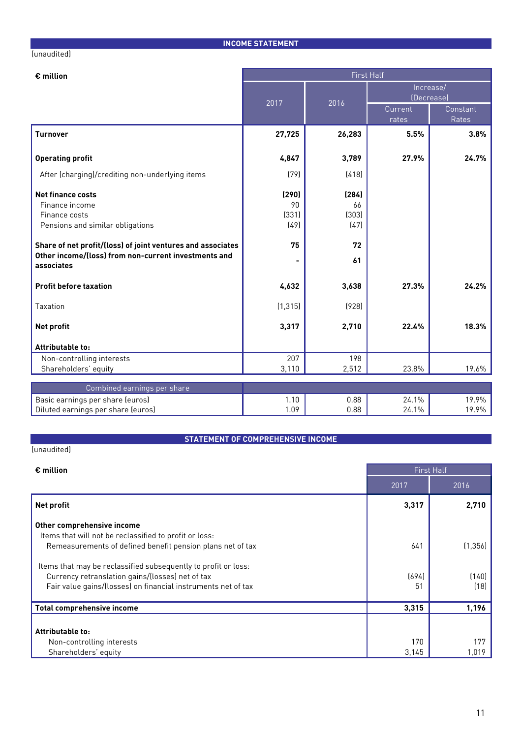## INCOME STATEMENT

(unaudited)

| € million | First Half | | | |
|---|---|---|---|---|
| | 2017 | 2016 | Increase/ (Decrease) | |
| | | | Current rates | Constant Rates |
| **Turnover** | **27,725** | **26,283** | **5.5%** | **3.8%** |
| **Operating profit** | **4,847** | **3,789** | **27.9%** | **24.7%** |
| After (charging)/crediting non-underlying items | (79) | (418) | | |
| **Net finance costs** | **(290)** | **(284)** | | |
| Finance income | 90 | 66 | | |
| Finance costs | (331) | (303) | | |
| Pensions and similar obligations | (49) | (47) | | |
| **Share of net profit/(loss) of joint ventures and associates** | **75** | **72** | | |
| **Other income/(loss) from non-current investments and associates** | **-** | **61** | | |
| **Profit before taxation** | **4,632** | **3,638** | **27.3%** | **24.2%** |
| Taxation | (1,315) | (928) | | |
| **Net profit** | **3,317** | **2,710** | **22.4%** | **18.3%** |
| **Attributable to:** | | | | |
| Non-controlling interests | 207 | 198 | | |
| Shareholders' equity | 3,110 | 2,512 | 23.8% | 19.6% |

| Combined earnings per share | | | | |
|---|---|---|---|---|
| Basic earnings per share (euros) | 1.10 | 0.88 | 24.1% | 19.9% |
| Diluted earnings per share (euros) | 1.09 | 0.88 | 24.1% | 19.9% |

## STATEMENT OF COMPREHENSIVE INCOME

(unaudited)

| € million | First Half | |
|---|---|---|
| | 2017 | 2016 |
| **Net profit** | **3,317** | **2,710** |
| **Other comprehensive income** | | |
| Items that will not be reclassified to profit or loss: | | |
| Remeasurements of defined benefit pension plans net of tax | 641 | (1,356) |
| Items that may be reclassified subsequently to profit or loss: | | |
| Currency retranslation gains/(losses) net of tax | (694) | (140) |
| Fair value gains/(losses) on financial instruments net of tax | 51 | (18) |
| **Total comprehensive income** | **3,315** | **1,196** |
| **Attributable to:** | | |
| Non-controlling interests | 170 | 177 |
| Shareholders' equity | 3,145 | 1,019 |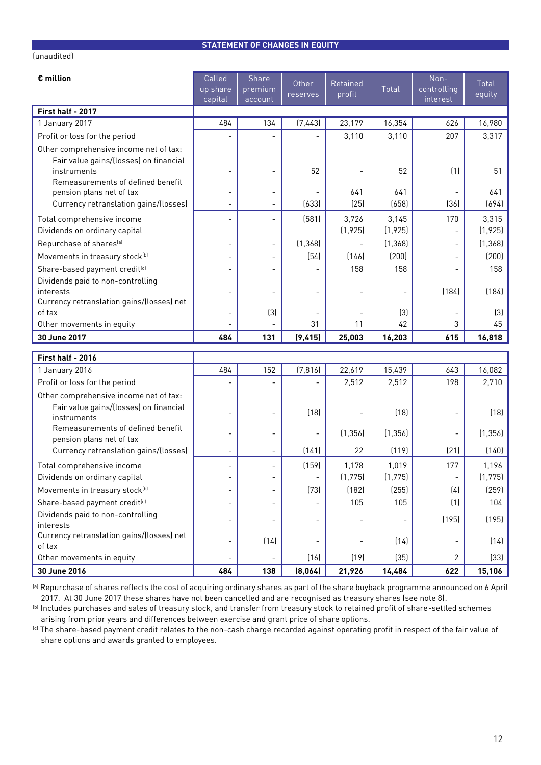## STATEMENT OF CHANGES IN EQUITY

(unaudited)

| € million | Called up share capital | Share premium account | Other reserves | Retained profit | Total | Non-controlling interest | Total equity |
|---|---|---|---|---|---|---|---|
| **First half - 2017** | | | | | | | |
| 1 January 2017 | 484 | 134 | (7,443) | 23,179 | 16,354 | 626 | 16,980 |
| Profit or loss for the period | - | - | - | 3,110 | 3,110 | 207 | 3,317 |
| Other comprehensive income net of tax: | | | | | | | |
| Fair value gains/(losses) on financial instruments | - | - | 52 | - | 52 | (1) | 51 |
| Remeasurements of defined benefit pension plans net of tax | - | - | - | 641 | 641 | - | 641 |
| Currency retranslation gains/(losses) | - | - | (633) | (25) | (658) | (36) | (694) |
| Total comprehensive income | - | - | (581) | 3,726 | 3,145 | 170 | 3,315 |
| Dividends on ordinary capital | | | | (1,925) | (1,925) | - | (1,925) |
| Repurchase of shares[a] | - | - | (1,368) | - | (1,368) | - | (1,368) |
| Movements in treasury stock[b] | - | - | (54) | (146) | (200) | - | (200) |
| Share-based payment credit[c] | - | - | - | 158 | 158 | - | 158 |
| Dividends paid to non-controlling interests | - | - | - | - | - | (184) | (184) |
| Currency retranslation gains/(losses) net of tax | - | (3) | - | - | (3) | - | (3) |
| Other movements in equity | - | - | 31 | 11 | 42 | 3 | 45 |
| **30 June 2017** | **484** | **131** | **(9,415)** | **25,003** | **16,203** | **615** | **16,818** |
| **First half - 2016** | | | | | | | |
| 1 January 2016 | 484 | 152 | (7,816) | 22,619 | 15,439 | 643 | 16,082 |
| Profit or loss for the period | - | - | - | 2,512 | 2,512 | 198 | 2,710 |
| Other comprehensive income net of tax: | | | | | | | |
| Fair value gains/(losses) on financial instruments | - | - | (18) | - | (18) | - | (18) |
| Remeasurements of defined benefit pension plans net of tax | - | - | - | (1,356) | (1,356) | - | (1,356) |
| Currency retranslation gains/(losses) | - | - | (141) | 22 | (119) | (21) | (140) |
| Total comprehensive income | - | - | (159) | 1,178 | 1,019 | 177 | 1,196 |
| Dividends on ordinary capital | - | - | - | (1,775) | (1,775) | - | (1,775) |
| Movements in treasury stock[b] | - | - | (73) | (182) | (255) | (4) | (259) |
| Share-based payment credit[c] | - | - | - | 105 | 105 | (1) | 104 |
| Dividends paid to non-controlling interests | - | - | - | - | - | (195) | (195) |
| Currency retranslation gains/(losses) net of tax | - | (14) | - | - | (14) | - | (14) |
| Other movements in equity | - | - | (16) | (19) | (35) | 2 | (33) |
| **30 June 2016** | **484** | **138** | **(8,064)** | **21,926** | **14,484** | **622** | **15,106** |

[a] Repurchase of shares reflects the cost of acquiring ordinary shares as part of the share buyback programme announced on 6 April 2017. At 30 June 2017 these shares have not been cancelled and are recognised as treasury shares (see note 8).

[b] Includes purchases and sales of treasury stock, and transfer from treasury stock to retained profit of share-settled schemes arising from prior years and differences between exercise and grant price of share options.

[c] The share-based payment credit relates to the non-cash charge recorded against operating profit in respect of the fair value of share options and awards granted to employees.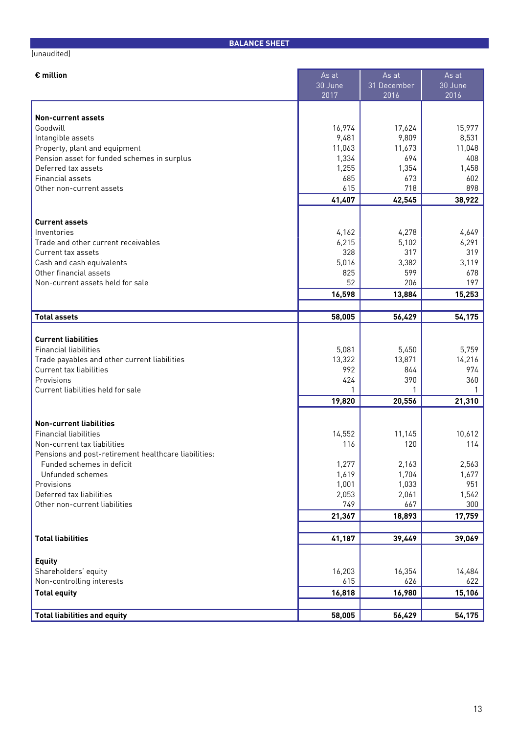## BALANCE SHEET

(unaudited)

| € million | As at 30 June 2017 | As at 31 December 2016 | As at 30 June 2016 |
|---|---|---|---|
| **Non-current assets** | | | |
| Goodwill | 16,974 | 17,624 | 15,977 |
| Intangible assets | 9,481 | 9,809 | 8,531 |
| Property, plant and equipment | 11,063 | 11,673 | 11,048 |
| Pension asset for funded schemes in surplus | 1,334 | 694 | 408 |
| Deferred tax assets | 1,255 | 1,354 | 1,458 |
| Financial assets | 685 | 673 | 602 |
| Other non-current assets | 615 | 718 | 898 |
| | **41,407** | **42,545** | **38,922** |
| **Current assets** | | | |
| Inventories | 4,162 | 4,278 | 4,649 |
| Trade and other current receivables | 6,215 | 5,102 | 6,291 |
| Current tax assets | 328 | 317 | 319 |
| Cash and cash equivalents | 5,016 | 3,382 | 3,119 |
| Other financial assets | 825 | 599 | 678 |
| Non-current assets held for sale | 52 | 206 | 197 |
| | **16,598** | **13,884** | **15,253** |
| **Total assets** | **58,005** | **56,429** | **54,175** |
| **Current liabilities** | | | |
| Financial liabilities | 5,081 | 5,450 | 5,759 |
| Trade payables and other current liabilities | 13,322 | 13,871 | 14,216 |
| Current tax liabilities | 992 | 844 | 974 |
| Provisions | 424 | 390 | 360 |
| Current liabilities held for sale | 1 | 1 | 1 |
| | **19,820** | **20,556** | **21,310** |
| **Non-current liabilities** | | | |
| Financial liabilities | 14,552 | 11,145 | 10,612 |
| Non-current tax liabilities | 116 | 120 | 114 |
| Pensions and post-retirement healthcare liabilities: | | | |
| Funded schemes in deficit | 1,277 | 2,163 | 2,563 |
| Unfunded schemes | 1,619 | 1,704 | 1,677 |
| Provisions | 1,001 | 1,033 | 951 |
| Deferred tax liabilities | 2,053 | 2,061 | 1,542 |
| Other non-current liabilities | 749 | 667 | 300 |
| | **21,367** | **18,893** | **17,759** |
| **Total liabilities** | **41,187** | **39,449** | **39,069** |
| **Equity** | | | |
| Shareholders' equity | 16,203 | 16,354 | 14,484 |
| Non-controlling interests | 615 | 626 | 622 |
| **Total equity** | **16,818** | **16,980** | **15,106** |
| **Total liabilities and equity** | **58,005** | **56,429** | **54,175** |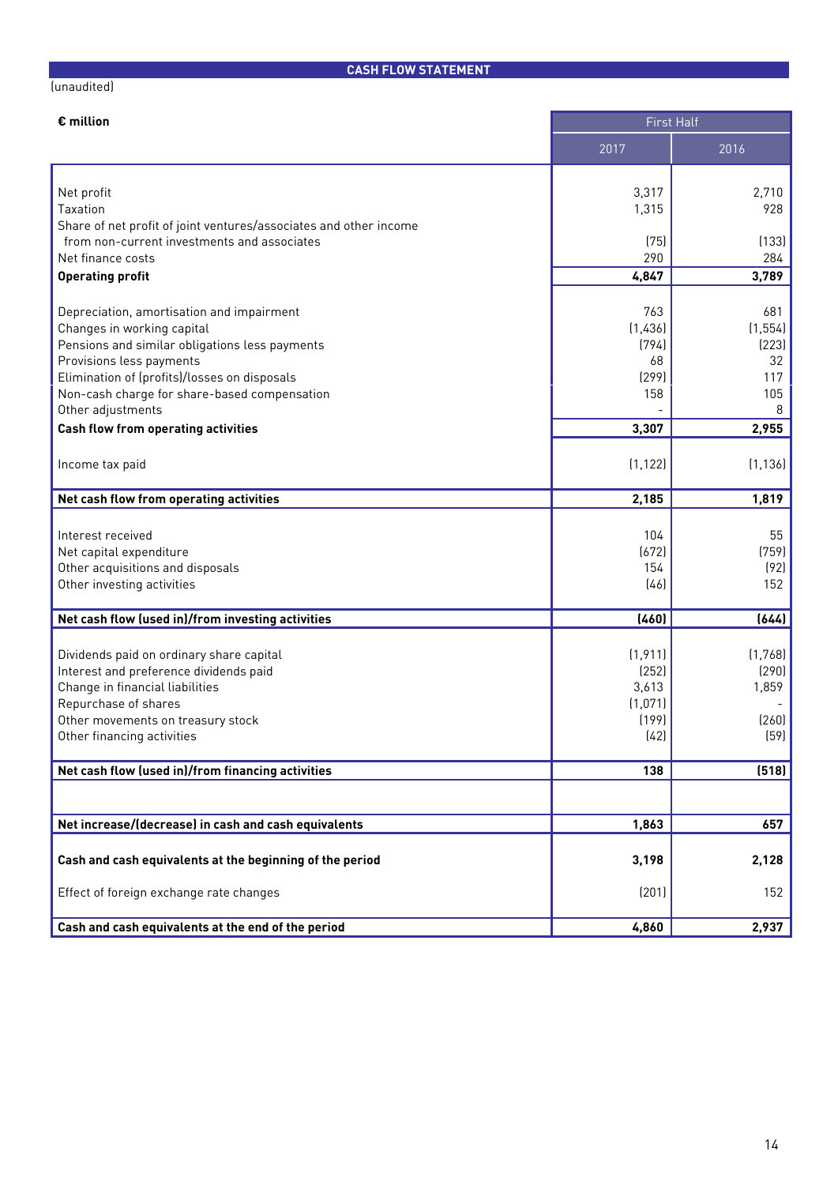## CASH FLOW STATEMENT

(unaudited)

| € million | First Half | |
|---|---|---|
| | 2017 | 2016 |
| Net profit | 3,317 | 2,710 |
| Taxation | 1,315 | 928 |
| Share of net profit of joint ventures/associates and other income from non-current investments and associates | (75) | (133) |
| Net finance costs | 290 | 284 |
| **Operating profit** | **4,847** | **3,789** |
| Depreciation, amortisation and impairment | 763 | 681 |
| Changes in working capital | (1,436) | (1,554) |
| Pensions and similar obligations less payments | (794) | (223) |
| Provisions less payments | 68 | 32 |
| Elimination of (profits)/losses on disposals | (299) | 117 |
| Non-cash charge for share-based compensation | 158 | 105 |
| Other adjustments | - | 8 |
| **Cash flow from operating activities** | **3,307** | **2,955** |
| Income tax paid | (1,122) | (1,136) |
| **Net cash flow from operating activities** | **2,185** | **1,819** |
| Interest received | 104 | 55 |
| Net capital expenditure | (672) | (759) |
| Other acquisitions and disposals | 154 | (92) |
| Other investing activities | (46) | 152 |
| **Net cash flow (used in)/from investing activities** | **(460)** | **(644)** |
| Dividends paid on ordinary share capital | (1,911) | (1,768) |
| Interest and preference dividends paid | (252) | (290) |
| Change in financial liabilities | 3,613 | 1,859 |
| Repurchase of shares | (1,071) | - |
| Other movements on treasury stock | (199) | (260) |
| Other financing activities | (42) | (59) |
| **Net cash flow (used in)/from financing activities** | **138** | **(518)** |
| **Net increase/(decrease) in cash and cash equivalents** | **1,863** | **657** |
| **Cash and cash equivalents at the beginning of the period** | **3,198** | **2,128** |
| Effect of foreign exchange rate changes | (201) | 152 |
| **Cash and cash equivalents at the end of the period** | **4,860** | **2,937** |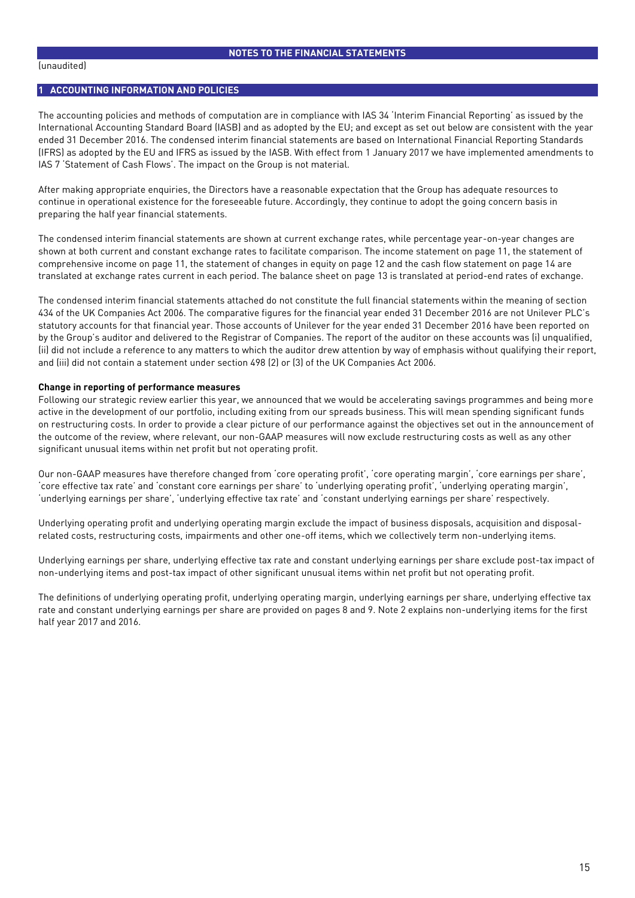# NOTES TO THE FINANCIAL STATEMENTS

(unaudited)

## 1 ACCOUNTING INFORMATION AND POLICIES

The accounting policies and methods of computation are in compliance with IAS 34 'Interim Financial Reporting' as issued by the International Accounting Standard Board (IASB) and as adopted by the EU; and except as set out below are consistent with the year ended 31 December 2016. The condensed interim financial statements are based on International Financial Reporting Standards (IFRS) as adopted by the EU and IFRS as issued by the IASB. With effect from 1 January 2017 we have implemented amendments to IAS 7 'Statement of Cash Flows'. The impact on the Group is not material.

After making appropriate enquiries, the Directors have a reasonable expectation that the Group has adequate resources to continue in operational existence for the foreseeable future. Accordingly, they continue to adopt the going concern basis in preparing the half year financial statements.

The condensed interim financial statements are shown at current exchange rates, while percentage year-on-year changes are shown at both current and constant exchange rates to facilitate comparison. The income statement on page 11, the statement of comprehensive income on page 11, the statement of changes in equity on page 12 and the cash flow statement on page 14 are translated at exchange rates current in each period. The balance sheet on page 13 is translated at period-end rates of exchange.

The condensed interim financial statements attached do not constitute the full financial statements within the meaning of section 434 of the UK Companies Act 2006. The comparative figures for the financial year ended 31 December 2016 are not Unilever PLC's statutory accounts for that financial year. Those accounts of Unilever for the year ended 31 December 2016 have been reported on by the Group's auditor and delivered to the Registrar of Companies. The report of the auditor on these accounts was (i) unqualified, (ii) did not include a reference to any matters to which the auditor drew attention by way of emphasis without qualifying their report, and (iii) did not contain a statement under section 498 (2) or (3) of the UK Companies Act 2006.

**Change in reporting of performance measures**

Following our strategic review earlier this year, we announced that we would be accelerating savings programmes and being more active in the development of our portfolio, including exiting from our spreads business. This will mean spending significant funds on restructuring costs. In order to provide a clear picture of our performance against the objectives set out in the announcement of the outcome of the review, where relevant, our non-GAAP measures will now exclude restructuring costs as well as any other significant unusual items within net profit but not operating profit.

Our non-GAAP measures have therefore changed from 'core operating profit', 'core operating margin', 'core earnings per share', 'core effective tax rate' and 'constant core earnings per share' to 'underlying operating profit', 'underlying operating margin', 'underlying earnings per share', 'underlying effective tax rate' and 'constant underlying earnings per share' respectively.

Underlying operating profit and underlying operating margin exclude the impact of business disposals, acquisition and disposal-related costs, restructuring costs, impairments and other one-off items, which we collectively term non-underlying items.

Underlying earnings per share, underlying effective tax rate and constant underlying earnings per share exclude post-tax impact of non-underlying items and post-tax impact of other significant unusual items within net profit but not operating profit.

The definitions of underlying operating profit, underlying operating margin, underlying earnings per share, underlying effective tax rate and constant underlying earnings per share are provided on pages 8 and 9. Note 2 explains non-underlying items for the first half year 2017 and 2016.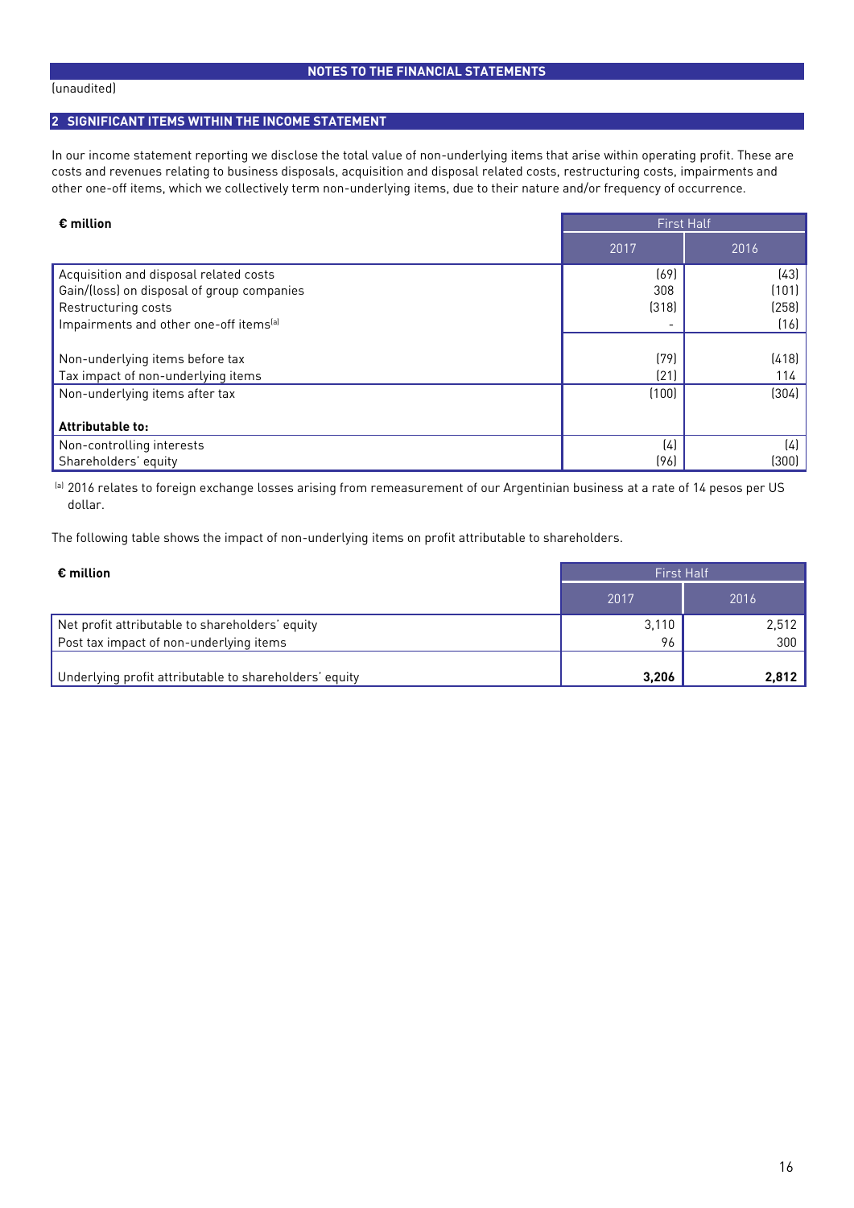NOTES TO THE FINANCIAL STATEMENTS

(unaudited)

## 2 SIGNIFICANT ITEMS WITHIN THE INCOME STATEMENT

In our income statement reporting we disclose the total value of non-underlying items that arise within operating profit. These are costs and revenues relating to business disposals, acquisition and disposal related costs, restructuring costs, impairments and other one-off items, which we collectively term non-underlying items, due to their nature and/or frequency of occurrence.

| **€ million** | First Half | |
|---|---|---|
| | 2017 | 2016 |
| Acquisition and disposal related costs | (69) | (43) |
| Gain/(loss) on disposal of group companies | 308 | (101) |
| Restructuring costs | (318) | (258) |
| Impairments and other one-off items[a] | - | (16) |
| Non-underlying items before tax | (79) | (418) |
| Tax impact of non-underlying items | (21) | 114 |
| Non-underlying items after tax | (100) | (304) |
| **Attributable to:** | | |
| Non-controlling interests | (4) | (4) |
| Shareholders' equity | (96) | (300) |

[a] 2016 relates to foreign exchange losses arising from remeasurement of our Argentinian business at a rate of 14 pesos per US dollar.

The following table shows the impact of non-underlying items on profit attributable to shareholders.

| **€ million** | First Half | |
|---|---|---|
| | 2017 | 2016 |
| Net profit attributable to shareholders' equity | 3,110 | 2,512 |
| Post tax impact of non-underlying items | 96 | 300 |
| Underlying profit attributable to shareholders' equity | **3,206** | **2,812** |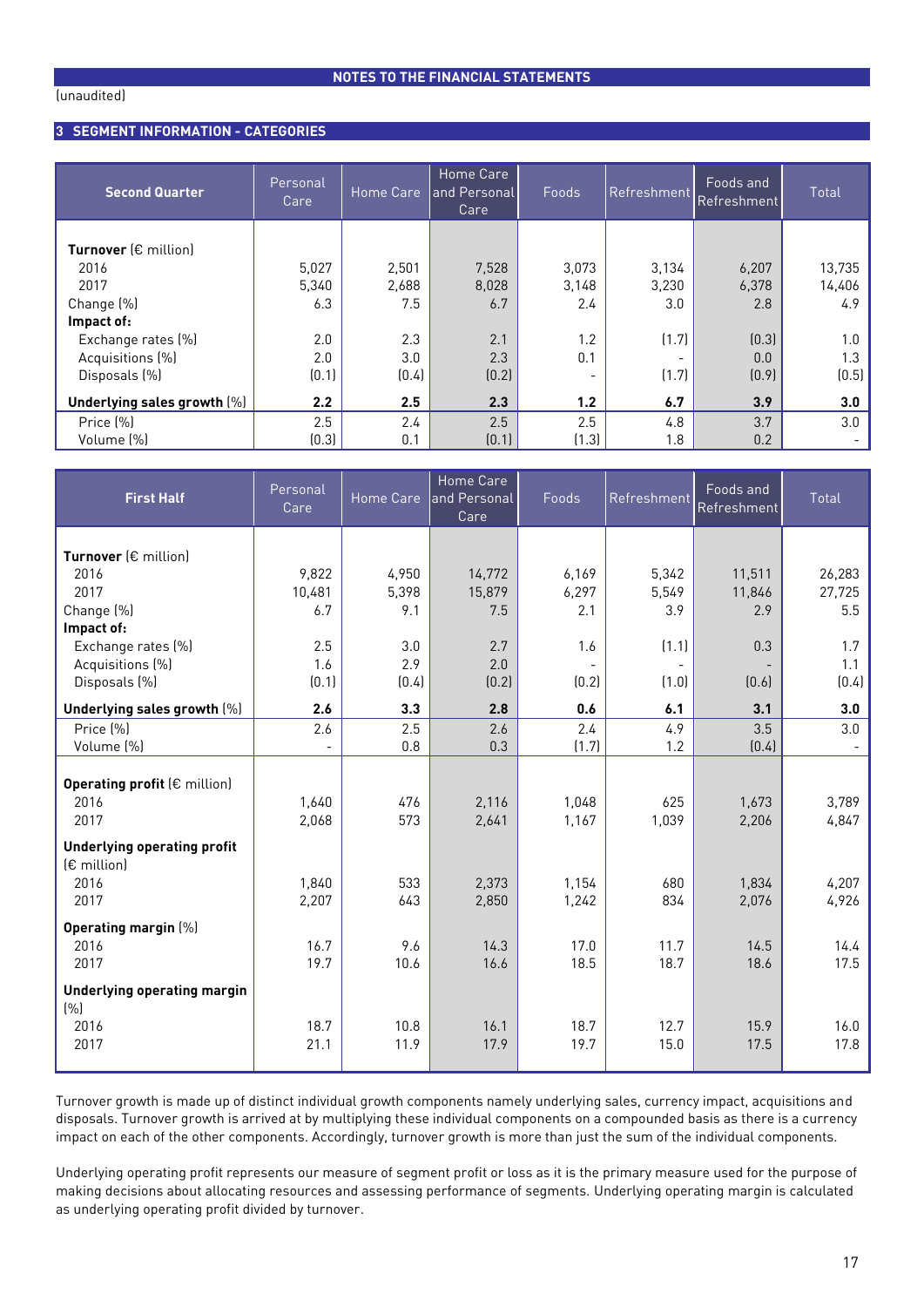NOTES TO THE FINANCIAL STATEMENTS

(unaudited)

## 3 SEGMENT INFORMATION - CATEGORIES

| Second Quarter | Personal Care | Home Care | Home Care and Personal Care | Foods | Refreshment | Foods and Refreshment | Total |
|---|---|---|---|---|---|---|---|
| **Turnover** (€ million) | | | | | | | |
| 2016 | 5,027 | 2,501 | 7,528 | 3,073 | 3,134 | 6,207 | 13,735 |
| 2017 | 5,340 | 2,688 | 8,028 | 3,148 | 3,230 | 6,378 | 14,406 |
| Change (%) | 6.3 | 7.5 | 6.7 | 2.4 | 3.0 | 2.8 | 4.9 |
| **Impact of:** | | | | | | | |
| Exchange rates (%) | 2.0 | 2.3 | 2.1 | 1.2 | (1.7) | (0.3) | 1.0 |
| Acquisitions (%) | 2.0 | 3.0 | 2.3 | 0.1 | - | 0.0 | 1.3 |
| Disposals (%) | (0.1) | (0.4) | (0.2) | - | (1.7) | (0.9) | (0.5) |
| **Underlying sales growth** (%) | **2.2** | **2.5** | **2.3** | **1.2** | **6.7** | **3.9** | **3.0** |
| Price (%) | 2.5 | 2.4 | 2.5 | 2.5 | 4.8 | 3.7 | 3.0 |
| Volume (%) | (0.3) | 0.1 | (0.1) | (1.3) | 1.8 | 0.2 | - |

| First Half | Personal Care | Home Care | Home Care and Personal Care | Foods | Refreshment | Foods and Refreshment | Total |
|---|---|---|---|---|---|---|---|
| **Turnover** (€ million) | | | | | | | |
| 2016 | 9,822 | 4,950 | 14,772 | 6,169 | 5,342 | 11,511 | 26,283 |
| 2017 | 10,481 | 5,398 | 15,879 | 6,297 | 5,549 | 11,846 | 27,725 |
| Change (%) | 6.7 | 9.1 | 7.5 | 2.1 | 3.9 | 2.9 | 5.5 |
| **Impact of:** | | | | | | | |
| Exchange rates (%) | 2.5 | 3.0 | 2.7 | 1.6 | (1.1) | 0.3 | 1.7 |
| Acquisitions (%) | 1.6 | 2.9 | 2.0 | - | - | - | 1.1 |
| Disposals (%) | (0.1) | (0.4) | (0.2) | (0.2) | (1.0) | (0.6) | (0.4) |
| **Underlying sales growth** (%) | **2.6** | **3.3** | **2.8** | **0.6** | **6.1** | **3.1** | **3.0** |
| Price (%) | 2.6 | 2.5 | 2.6 | 2.4 | 4.9 | 3.5 | 3.0 |
| Volume (%) | - | 0.8 | 0.3 | (1.7) | 1.2 | (0.4) | - |
| **Operating profit** (€ million) | | | | | | | |
| 2016 | 1,640 | 476 | 2,116 | 1,048 | 625 | 1,673 | 3,789 |
| 2017 | 2,068 | 573 | 2,641 | 1,167 | 1,039 | 2,206 | 4,847 |
| **Underlying operating profit** (€ million) | | | | | | | |
| 2016 | 1,840 | 533 | 2,373 | 1,154 | 680 | 1,834 | 4,207 |
| 2017 | 2,207 | 643 | 2,850 | 1,242 | 834 | 2,076 | 4,926 |
| **Operating margin** (%) | | | | | | | |
| 2016 | 16.7 | 9.6 | 14.3 | 17.0 | 11.7 | 14.5 | 14.4 |
| 2017 | 19.7 | 10.6 | 16.6 | 18.5 | 18.7 | 18.6 | 17.5 |
| **Underlying operating margin** (%) | | | | | | | |
| 2016 | 18.7 | 10.8 | 16.1 | 18.7 | 12.7 | 15.9 | 16.0 |
| 2017 | 21.1 | 11.9 | 17.9 | 19.7 | 15.0 | 17.5 | 17.8 |

Turnover growth is made up of distinct individual growth components namely underlying sales, currency impact, acquisitions and disposals. Turnover growth is arrived at by multiplying these individual components on a compounded basis as there is a currency impact on each of the other components. Accordingly, turnover growth is more than just the sum of the individual components.

Underlying operating profit represents our measure of segment profit or loss as it is the primary measure used for the purpose of making decisions about allocating resources and assessing performance of segments. Underlying operating margin is calculated as underlying operating profit divided by turnover.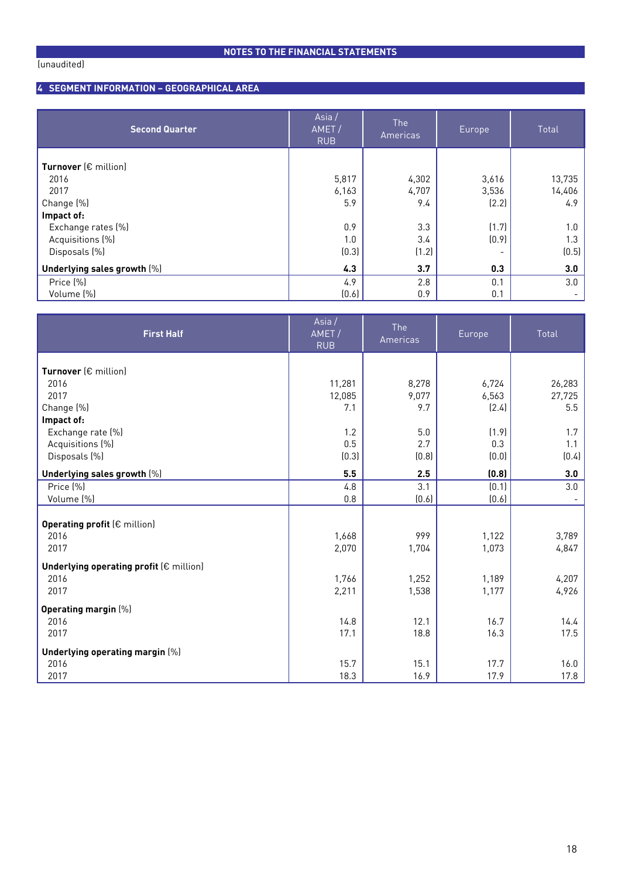**NOTES TO THE FINANCIAL STATEMENTS**

(unaudited)

## 4 SEGMENT INFORMATION – GEOGRAPHICAL AREA

| Second Quarter | Asia / AMET / RUB | The Americas | Europe | Total |
|---|---|---|---|---|
| **Turnover** (€ million) | | | | |
| 2016 | 5,817 | 4,302 | 3,616 | 13,735 |
| 2017 | 6,163 | 4,707 | 3,536 | 14,406 |
| Change (%) | 5.9 | 9.4 | (2.2) | 4.9 |
| **Impact of:** | | | | |
| Exchange rates (%) | 0.9 | 3.3 | (1.7) | 1.0 |
| Acquisitions (%) | 1.0 | 3.4 | (0.9) | 1.3 |
| Disposals (%) | (0.3) | (1.2) | - | (0.5) |
| **Underlying sales growth** (%) | **4.3** | **3.7** | **0.3** | **3.0** |
| Price (%) | 4.9 | 2.8 | 0.1 | 3.0 |
| Volume (%) | (0.6) | 0.9 | 0.1 | - |

| First Half | Asia / AMET / RUB | The Americas | Europe | Total |
|---|---|---|---|---|
| **Turnover** (€ million) | | | | |
| 2016 | 11,281 | 8,278 | 6,724 | 26,283 |
| 2017 | 12,085 | 9,077 | 6,563 | 27,725 |
| Change (%) | 7.1 | 9.7 | (2.4) | 5.5 |
| **Impact of:** | | | | |
| Exchange rate (%) | 1.2 | 5.0 | (1.9) | 1.7 |
| Acquisitions (%) | 0.5 | 2.7 | 0.3 | 1.1 |
| Disposals (%) | (0.3) | (0.8) | (0.0) | (0.4) |
| **Underlying sales growth** (%) | **5.5** | **2.5** | **(0.8)** | **3.0** |
| Price (%) | 4.8 | 3.1 | (0.1) | 3.0 |
| Volume (%) | 0.8 | (0.6) | (0.6) | - |
| **Operating profit** (€ million) | | | | |
| 2016 | 1,668 | 999 | 1,122 | 3,789 |
| 2017 | 2,070 | 1,704 | 1,073 | 4,847 |
| **Underlying operating profit** (€ million) | | | | |
| 2016 | 1,766 | 1,252 | 1,189 | 4,207 |
| 2017 | 2,211 | 1,538 | 1,177 | 4,926 |
| **Operating margin** (%) | | | | |
| 2016 | 14.8 | 12.1 | 16.7 | 14.4 |
| 2017 | 17.1 | 18.8 | 16.3 | 17.5 |
| **Underlying operating margin** (%) | | | | |
| 2016 | 15.7 | 15.1 | 17.7 | 16.0 |
| 2017 | 18.3 | 16.9 | 17.9 | 17.8 |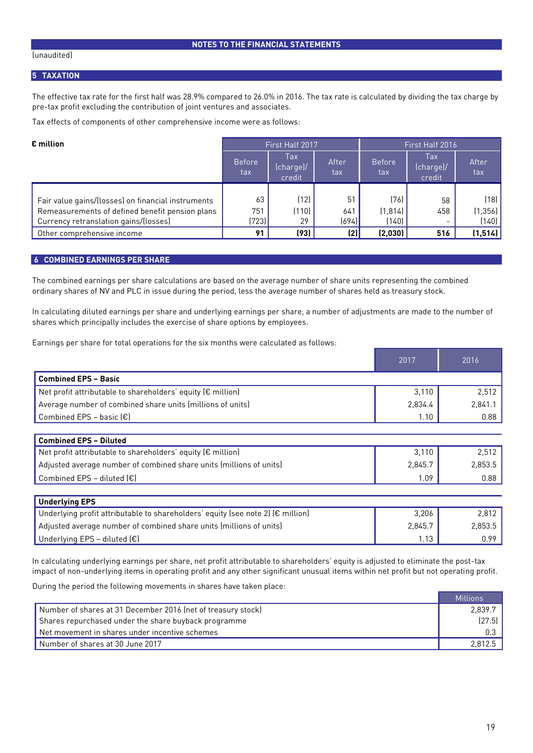(unaudited)

## 5 TAXATION

The effective tax rate for the first half was 28.9% compared to 26.0% in 2016. The tax rate is calculated by dividing the tax charge by pre-tax profit excluding the contribution of joint ventures and associates.

Tax effects of components of other comprehensive income were as follows:

| € million | First Half 2017 | | | First Half 2016 | | |
|---|---|---|---|---|---|---|
| | Before tax | Tax (charge)/ credit | After tax | Before tax | Tax (charge)/ credit | After tax |
| Fair value gains/(losses) on financial instruments | 63 | (12) | 51 | (76) | 58 | (18) |
| Remeasurements of defined benefit pension plans | 751 | (110) | 641 | (1,814) | 458 | (1,356) |
| Currency retranslation gains/(losses) | (723) | 29 | (694) | (140) | - | (140) |
| Other comprehensive income | **91** | **(93)** | **(2)** | **(2,030)** | **516** | **(1,514)** |

## 6 COMBINED EARNINGS PER SHARE

The combined earnings per share calculations are based on the average number of share units representing the combined ordinary shares of NV and PLC in issue during the period, less the average number of shares held as treasury stock.

In calculating diluted earnings per share and underlying earnings per share, a number of adjustments are made to the number of shares which principally includes the exercise of share options by employees.

Earnings per share for total operations for the six months were calculated as follows:

| | 2017 | 2016 |
|---|---|---|
| **Combined EPS – Basic** | | |
| Net profit attributable to shareholders' equity (€ million) | 3,110 | 2,512 |
| Average number of combined share units (millions of units) | 2,834.4 | 2,841.1 |
| Combined EPS – basic (€) | 1.10 | 0.88 |
| **Combined EPS – Diluted** | | |
| Net profit attributable to shareholders' equity (€ million) | 3,110 | 2,512 |
| Adjusted average number of combined share units (millions of units) | 2,845.7 | 2,853.5 |
| Combined EPS – diluted (€) | 1.09 | 0.88 |
| **Underlying EPS** | | |
| Underlying profit attributable to shareholders' equity (see note 2) (€ million) | 3,206 | 2,812 |
| Adjusted average number of combined share units (millions of units) | 2,845.7 | 2,853.5 |
| Underlying EPS – diluted (€) | 1.13 | 0.99 |

In calculating underlying earnings per share, net profit attributable to shareholders' equity is adjusted to eliminate the post-tax impact of non-underlying items in operating profit and any other significant unusual items within net profit but not operating profit.

During the period the following movements in shares have taken place:

| | Millions |
|---|---|
| Number of shares at 31 December 2016 (net of treasury stock) | 2,839.7 |
| Shares repurchased under the share buyback programme | (27.5) |
| Net movement in shares under incentive schemes | 0.3 |
| Number of shares at 30 June 2017 | 2,812.5 |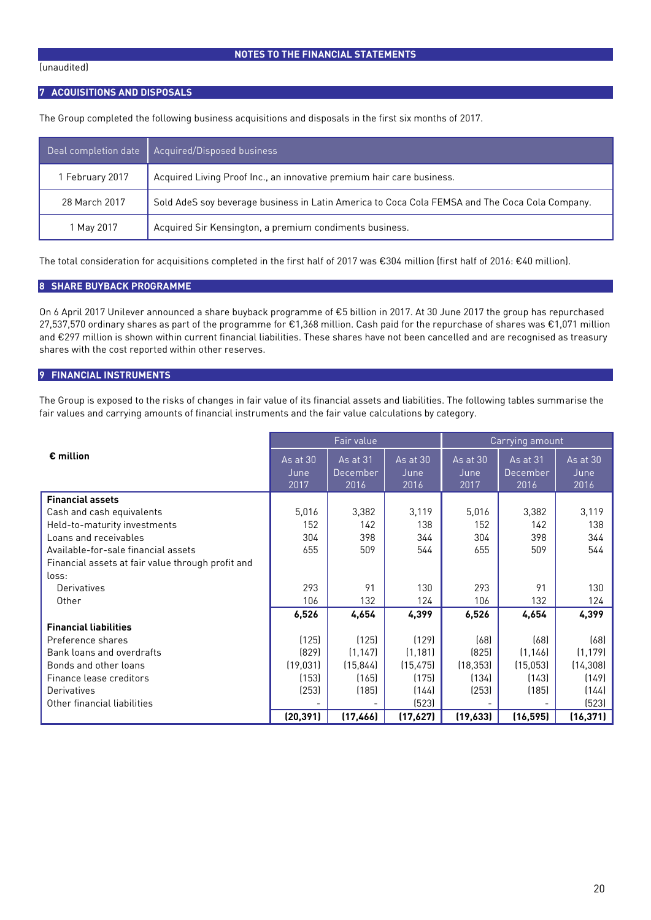NOTES TO THE FINANCIAL STATEMENTS

(unaudited)

## 7 ACQUISITIONS AND DISPOSALS

The Group completed the following business acquisitions and disposals in the first six months of 2017.

| Deal completion date | Acquired/Disposed business |
|---|---|
| 1 February 2017 | Acquired Living Proof Inc., an innovative premium hair care business. |
| 28 March 2017 | Sold AdeS soy beverage business in Latin America to Coca Cola FEMSA and The Coca Cola Company. |
| 1 May 2017 | Acquired Sir Kensington, a premium condiments business. |

The total consideration for acquisitions completed in the first half of 2017 was €304 million (first half of 2016: €40 million).

## 8 SHARE BUYBACK PROGRAMME

On 6 April 2017 Unilever announced a share buyback programme of €5 billion in 2017. At 30 June 2017 the group has repurchased 27,537,570 ordinary shares as part of the programme for €1,368 million. Cash paid for the repurchase of shares was €1,071 million and €297 million is shown within current financial liabilities. These shares have not been cancelled and are recognised as treasury shares with the cost reported within other reserves.

## 9 FINANCIAL INSTRUMENTS

The Group is exposed to the risks of changes in fair value of its financial assets and liabilities. The following tables summarise the fair values and carrying amounts of financial instruments and the fair value calculations by category.

| € million | Fair value | | | Carrying amount | | |
|---|---|---|---|---|---|---|
| | As at 30 June 2017 | As at 31 December 2016 | As at 30 June 2016 | As at 30 June 2017 | As at 31 December 2016 | As at 30 June 2016 |
| **Financial assets** | | | | | | |
| Cash and cash equivalents | 5,016 | 3,382 | 3,119 | 5,016 | 3,382 | 3,119 |
| Held-to-maturity investments | 152 | 142 | 138 | 152 | 142 | 138 |
| Loans and receivables | 304 | 398 | 344 | 304 | 398 | 344 |
| Available-for-sale financial assets | 655 | 509 | 544 | 655 | 509 | 544 |
| Financial assets at fair value through profit and loss: | | | | | | |
| Derivatives | 293 | 91 | 130 | 293 | 91 | 130 |
| Other | 106 | 132 | 124 | 106 | 132 | 124 |
| | **6,526** | **4,654** | **4,399** | **6,526** | **4,654** | **4,399** |
| **Financial liabilities** | | | | | | |
| Preference shares | (125) | (125) | (129) | (68) | (68) | (68) |
| Bank loans and overdrafts | (829) | (1,147) | (1,181) | (825) | (1,146) | (1,179) |
| Bonds and other loans | (19,031) | (15,844) | (15,475) | (18,353) | (15,053) | (14,308) |
| Finance lease creditors | (153) | (165) | (175) | (134) | (143) | (149) |
| Derivatives | (253) | (185) | (144) | (253) | (185) | (144) |
| Other financial liabilities | - | - | (523) | - | - | (523) |
| | **(20,391)** | **(17,466)** | **(17,627)** | **(19,633)** | **(16,595)** | **(16,371)** |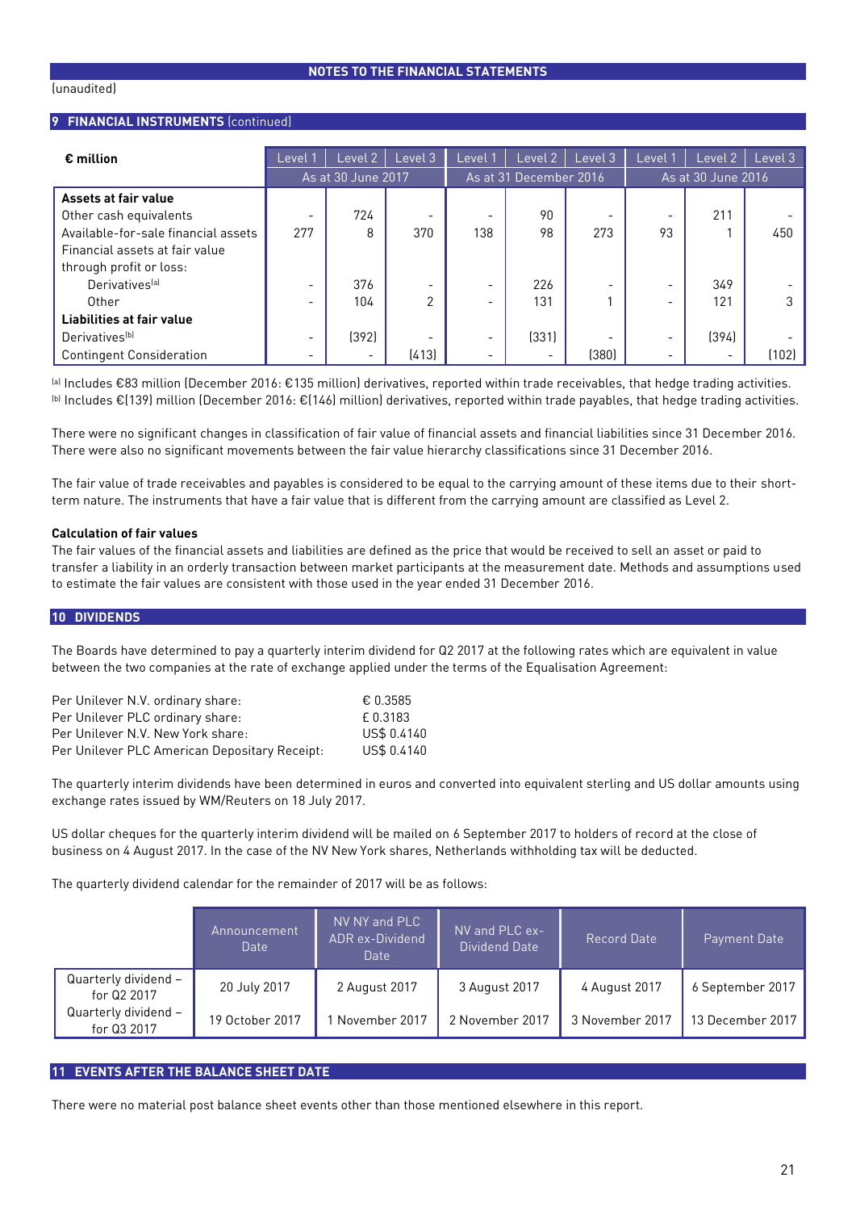NOTES TO THE FINANCIAL STATEMENTS

(unaudited)

## 9 FINANCIAL INSTRUMENTS (continued)

| € million | Level 1 | Level 2 | Level 3 | Level 1 | Level 2 | Level 3 | Level 1 | Level 2 | Level 3 |
|---|---|---|---|---|---|---|---|---|---|
| | As at 30 June 2017 | | | As at 31 December 2016 | | | As at 30 June 2016 | | |
| **Assets at fair value** | | | | | | | | | |
| Other cash equivalents | - | 724 | - | - | 90 | - | - | 211 | - |
| Available-for-sale financial assets | 277 | 8 | 370 | 138 | 98 | 273 | 93 | 1 | 450 |
| Financial assets at fair value through profit or loss: | | | | | | | | | |
| Derivatives[a] | - | 376 | - | - | 226 | - | - | 349 | - |
| Other | - | 104 | 2 | - | 131 | 1 | - | 121 | 3 |
| **Liabilities at fair value** | | | | | | | | | |
| Derivatives[b] | - | (392) | - | - | (331) | - | - | (394) | - |
| Contingent Consideration | - | - | (413) | - | - | (380) | - | - | (102) |

[a] Includes €83 million (December 2016: €135 million) derivatives, reported within trade receivables, that hedge trading activities.
[b] Includes €(139) million (December 2016: €(146) million) derivatives, reported within trade payables, that hedge trading activities.

There were no significant changes in classification of fair value of financial assets and financial liabilities since 31 December 2016. There were also no significant movements between the fair value hierarchy classifications since 31 December 2016.

The fair value of trade receivables and payables is considered to be equal to the carrying amount of these items due to their short-term nature. The instruments that have a fair value that is different from the carrying amount are classified as Level 2.

**Calculation of fair values**

The fair values of the financial assets and liabilities are defined as the price that would be received to sell an asset or paid to transfer a liability in an orderly transaction between market participants at the measurement date. Methods and assumptions used to estimate the fair values are consistent with those used in the year ended 31 December 2016.

## 10 DIVIDENDS

The Boards have determined to pay a quarterly interim dividend for Q2 2017 at the following rates which are equivalent in value between the two companies at the rate of exchange applied under the terms of the Equalisation Agreement:

| | |
|---|---|
| Per Unilever N.V. ordinary share: | € 0.3585 |
| Per Unilever PLC ordinary share: | £ 0.3183 |
| Per Unilever N.V. New York share: | US$ 0.4140 |
| Per Unilever PLC American Depositary Receipt: | US$ 0.4140 |

The quarterly interim dividends have been determined in euros and converted into equivalent sterling and US dollar amounts using exchange rates issued by WM/Reuters on 18 July 2017.

US dollar cheques for the quarterly interim dividend will be mailed on 6 September 2017 to holders of record at the close of business on 4 August 2017. In the case of the NV New York shares, Netherlands withholding tax will be deducted.

The quarterly dividend calendar for the remainder of 2017 will be as follows:

| | Announcement Date | NV NY and PLC ADR ex-Dividend Date | NV and PLC ex-Dividend Date | Record Date | Payment Date |
|---|---|---|---|---|---|
| Quarterly dividend – for Q2 2017 | 20 July 2017 | 2 August 2017 | 3 August 2017 | 4 August 2017 | 6 September 2017 |
| Quarterly dividend – for Q3 2017 | 19 October 2017 | 1 November 2017 | 2 November 2017 | 3 November 2017 | 13 December 2017 |

## 11 EVENTS AFTER THE BALANCE SHEET DATE

There were no material post balance sheet events other than those mentioned elsewhere in this report.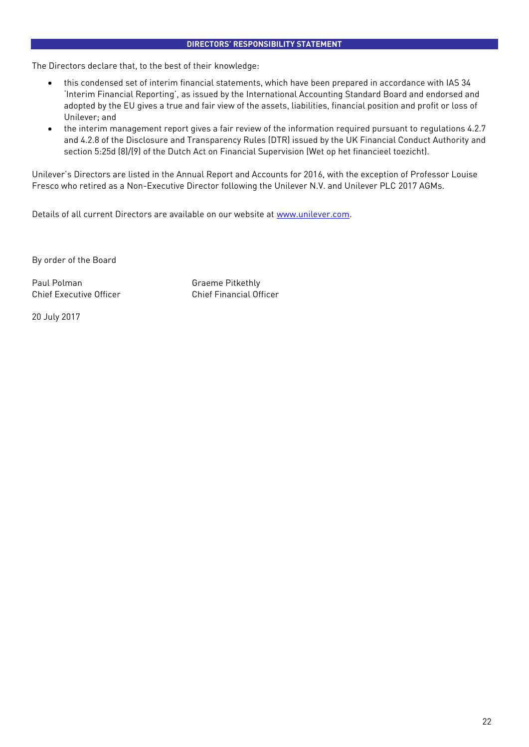## DIRECTORS' RESPONSIBILITY STATEMENT

The Directors declare that, to the best of their knowledge:

- this condensed set of interim financial statements, which have been prepared in accordance with IAS 34 'Interim Financial Reporting', as issued by the International Accounting Standard Board and endorsed and adopted by the EU gives a true and fair view of the assets, liabilities, financial position and profit or loss of Unilever; and
- the interim management report gives a fair review of the information required pursuant to regulations 4.2.7 and 4.2.8 of the Disclosure and Transparency Rules (DTR) issued by the UK Financial Conduct Authority and section 5:25d (8)/(9) of the Dutch Act on Financial Supervision (Wet op het financieel toezicht).

Unilever's Directors are listed in the Annual Report and Accounts for 2016, with the exception of Professor Louise Fresco who retired as a Non-Executive Director following the Unilever N.V. and Unilever PLC 2017 AGMs.

Details of all current Directors are available on our website at www.unilever.com.

By order of the Board

Paul Polman
Chief Executive Officer

Graeme Pitkethly
Chief Financial Officer

20 July 2017